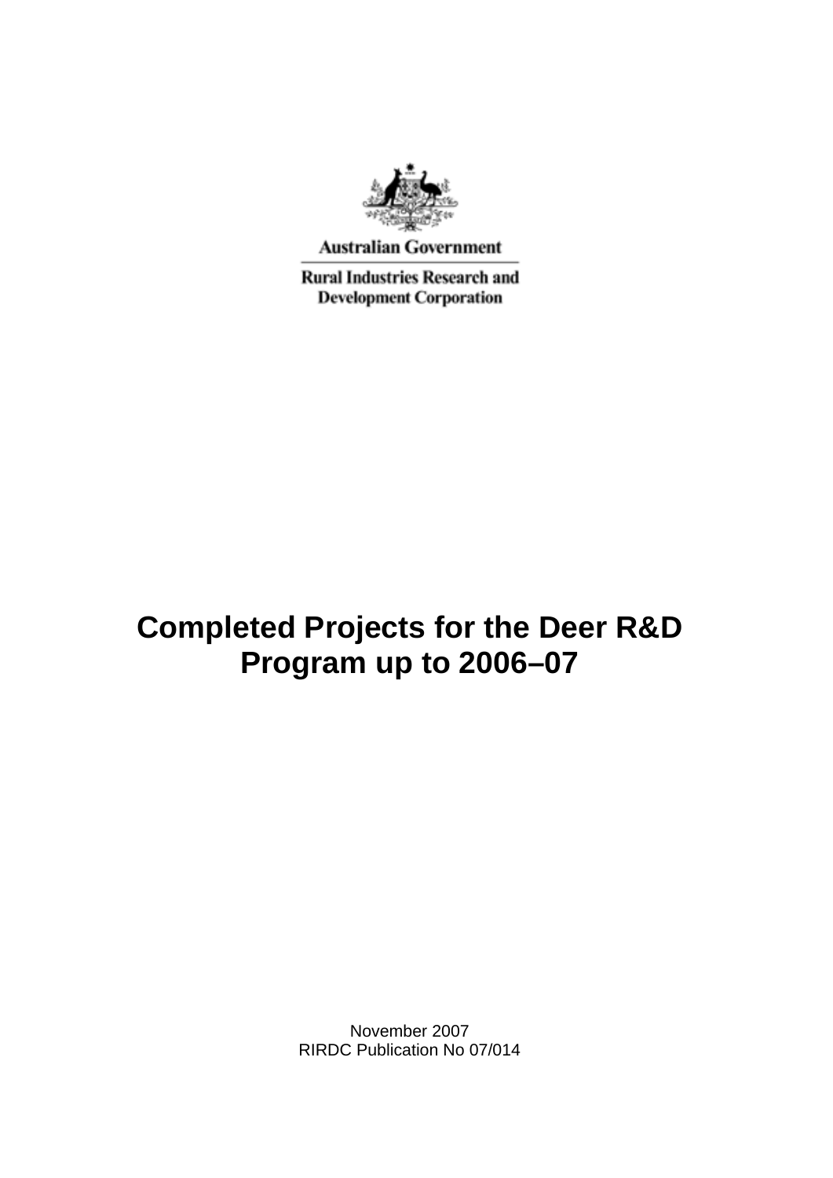Australian Government

Rural Industries Research and Development Corporation

# Completed Projects for the Deer R&D Program up to 2006–07

November 2007

RIRDC Publication No 07/014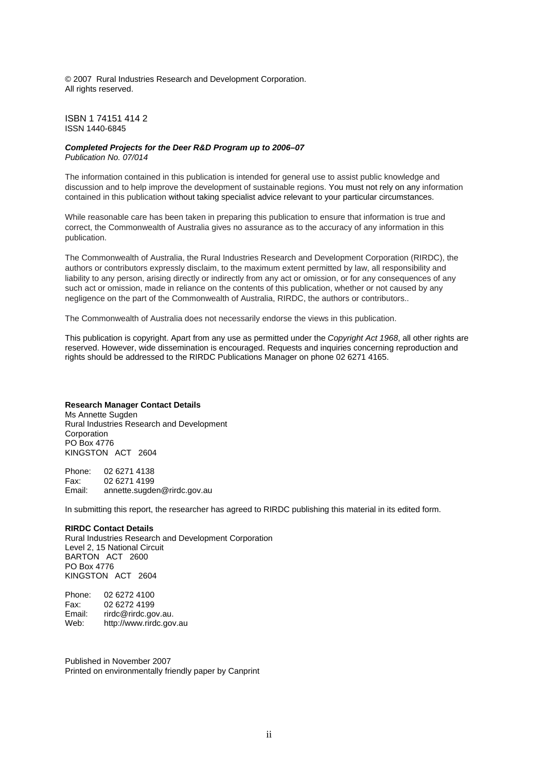© 2007 Rural Industries Research and Development Corporation.
All rights reserved.

ISBN 1 74151 414 2
ISSN 1440-6845

***Completed Projects for the Deer R&D Program up to 2006–07***
*Publication No. 07/014*

The information contained in this publication is intended for general use to assist public knowledge and discussion and to help improve the development of sustainable regions. You must not rely on any information contained in this publication without taking specialist advice relevant to your particular circumstances.

While reasonable care has been taken in preparing this publication to ensure that information is true and correct, the Commonwealth of Australia gives no assurance as to the accuracy of any information in this publication.

The Commonwealth of Australia, the Rural Industries Research and Development Corporation (RIRDC), the authors or contributors expressly disclaim, to the maximum extent permitted by law, all responsibility and liability to any person, arising directly or indirectly from any act or omission, or for any consequences of any such act or omission, made in reliance on the contents of this publication, whether or not caused by any negligence on the part of the Commonwealth of Australia, RIRDC, the authors or contributors..

The Commonwealth of Australia does not necessarily endorse the views in this publication.

This publication is copyright. Apart from any use as permitted under the *Copyright Act 1968*, all other rights are reserved. However, wide dissemination is encouraged. Requests and inquiries concerning reproduction and rights should be addressed to the RIRDC Publications Manager on phone 02 6271 4165.

**Research Manager Contact Details**
Ms Annette Sugden
Rural Industries Research and Development Corporation
PO Box 4776
KINGSTON ACT 2604

Phone: 02 6271 4138
Fax: 02 6271 4199
Email: annette.sugden@rirdc.gov.au

In submitting this report, the researcher has agreed to RIRDC publishing this material in its edited form.

**RIRDC Contact Details**
Rural Industries Research and Development Corporation
Level 2, 15 National Circuit
BARTON ACT 2600
PO Box 4776
KINGSTON ACT 2604

Phone: 02 6272 4100
Fax: 02 6272 4199
Email: rirdc@rirdc.gov.au.
Web: http://www.rirdc.gov.au

Published in November 2007
Printed on environmentally friendly paper by Canprint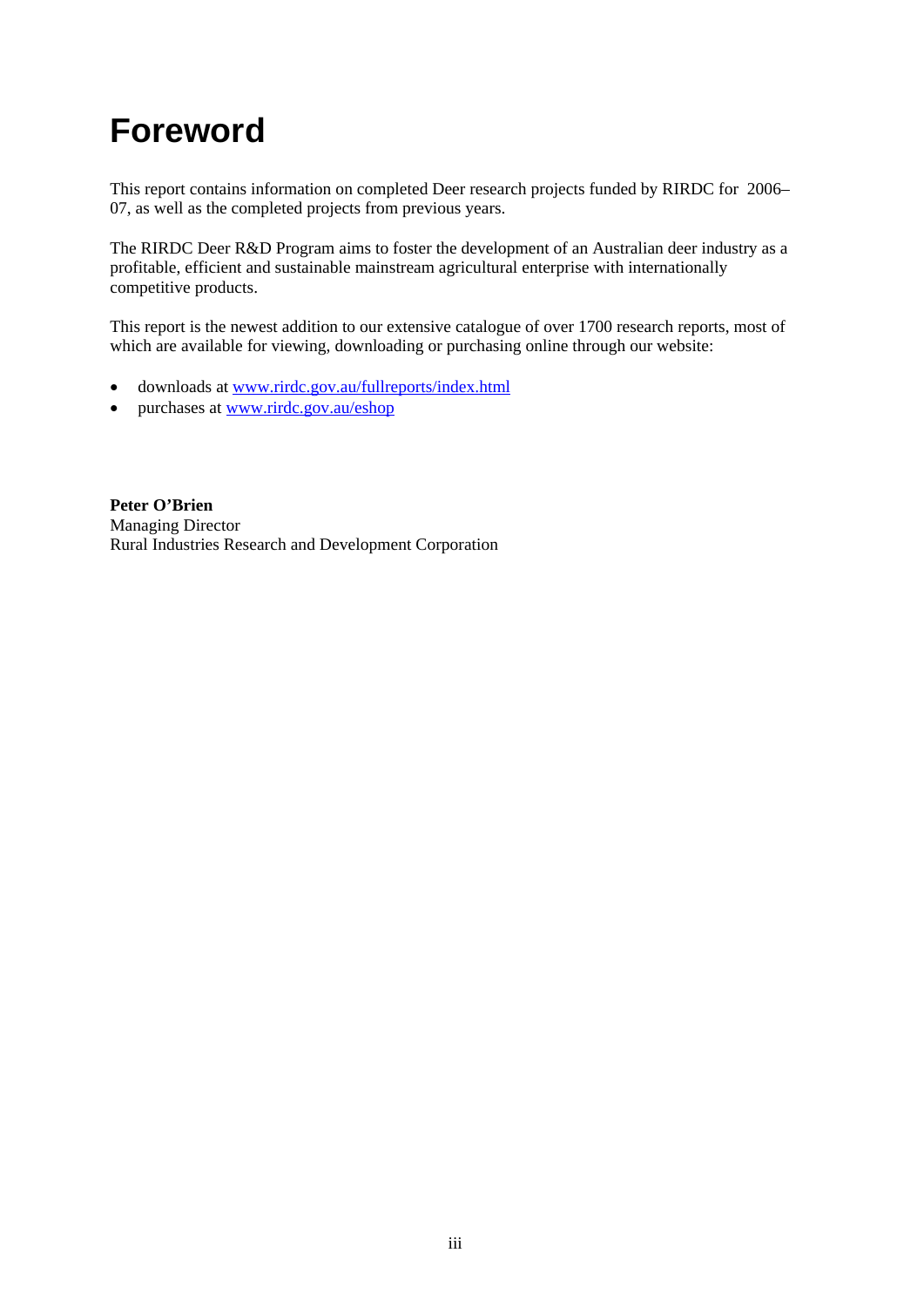# Foreword

This report contains information on completed Deer research projects funded by RIRDC for 2006–07, as well as the completed projects from previous years.

The RIRDC Deer R&D Program aims to foster the development of an Australian deer industry as a profitable, efficient and sustainable mainstream agricultural enterprise with internationally competitive products.

This report is the newest addition to our extensive catalogue of over 1700 research reports, most of which are available for viewing, downloading or purchasing online through our website:

- downloads at www.rirdc.gov.au/fullreports/index.html
- purchases at www.rirdc.gov.au/eshop

**Peter O'Brien**
Managing Director
Rural Industries Research and Development Corporation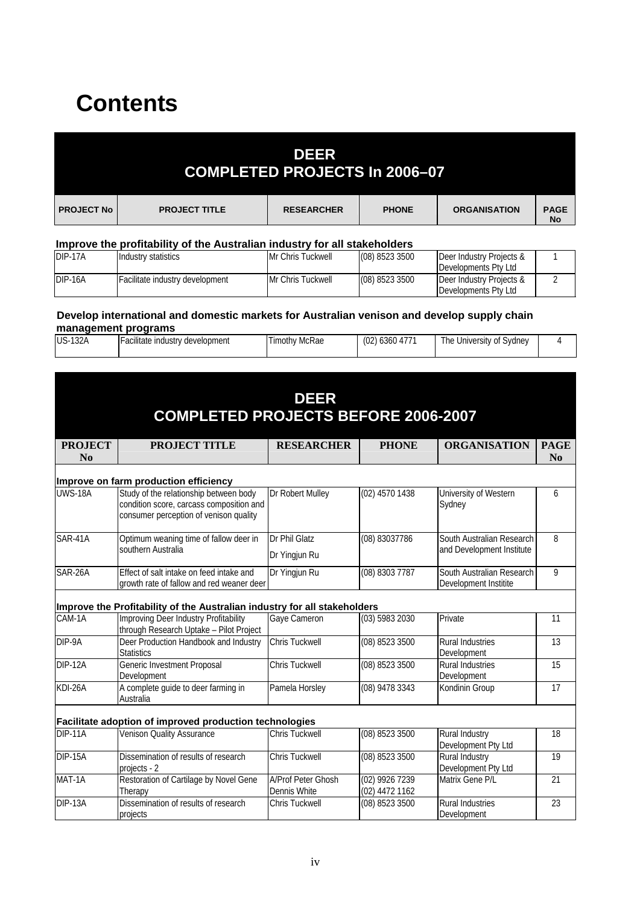# Contents

## DEER COMPLETED PROJECTS In 2006–07

| PROJECT No | PROJECT TITLE | RESEARCHER | PHONE | ORGANISATION | PAGE No |
|---|---|---|---|---|---|
| **Improve the profitability of the Australian industry for all stakeholders** | | | | | |
| DIP-17A | Industry statistics | Mr Chris Tuckwell | (08) 8523 3500 | Deer Industry Projects & Developments Pty Ltd | 1 |
| DIP-16A | Facilitate industry development | Mr Chris Tuckwell | (08) 8523 3500 | Deer Industry Projects & Developments Pty Ltd | 2 |
| **Develop international and domestic markets for Australian venison and develop supply chain management programs** | | | | | |
| US-132A | Facilitate industry development | Timothy McRae | (02) 6360 4771 | The University of Sydney | 4 |

## DEER COMPLETED PROJECTS BEFORE 2006-2007

| PROJECT No | PROJECT TITLE | RESEARCHER | PHONE | ORGANISATION | PAGE No |
|---|---|---|---|---|---|
| **Improve on farm production efficiency** | | | | | |
| UWS-18A | Study of the relationship between body condition score, carcass composition and consumer perception of venison quality | Dr Robert Mulley | (02) 4570 1438 | University of Western Sydney | 6 |
| SAR-41A | Optimum weaning time of fallow deer in southern Australia | Dr Phil Glatz<br>Dr Yingjun Ru | (08) 83037786 | South Australian Research and Development Institute | 8 |
| SAR-26A | Effect of salt intake on feed intake and growth rate of fallow and red weaner deer | Dr Yingjun Ru | (08) 8303 7787 | South Australian Research Development Institite | 9 |
| **Improve the Profitability of the Australian industry for all stakeholders** | | | | | |
| CAM-1A | Improving Deer Industry Profitability through Research Uptake – Pilot Project | Gaye Cameron | (03) 5983 2030 | Private | 11 |
| DIP-9A | Deer Production Handbook and Industry Statistics | Chris Tuckwell | (08) 8523 3500 | Rural Industries Development | 13 |
| DIP-12A | Generic Investment Proposal Development | Chris Tuckwell | (08) 8523 3500 | Rural Industries Development | 15 |
| KDI-26A | A complete guide to deer farming in Australia | Pamela Horsley | (08) 9478 3343 | Kondinin Group | 17 |
| **Facilitate adoption of improved production technologies** | | | | | |
| DIP-11A | Venison Quality Assurance | Chris Tuckwell | (08) 8523 3500 | Rural Industry Development Pty Ltd | 18 |
| DIP-15A | Dissemination of results of research projects - 2 | Chris Tuckwell | (08) 8523 3500 | Rural Industry Development Pty Ltd | 19 |
| MAT-1A | Restoration of Cartilage by Novel Gene Therapy | A/Prof Peter Ghosh<br>Dennis White | (02) 9926 7239<br>(02) 4472 1162 | Matrix Gene P/L | 21 |
| DIP-13A | Dissemination of results of research projects | Chris Tuckwell | (08) 8523 3500 | Rural Industries Development | 23 |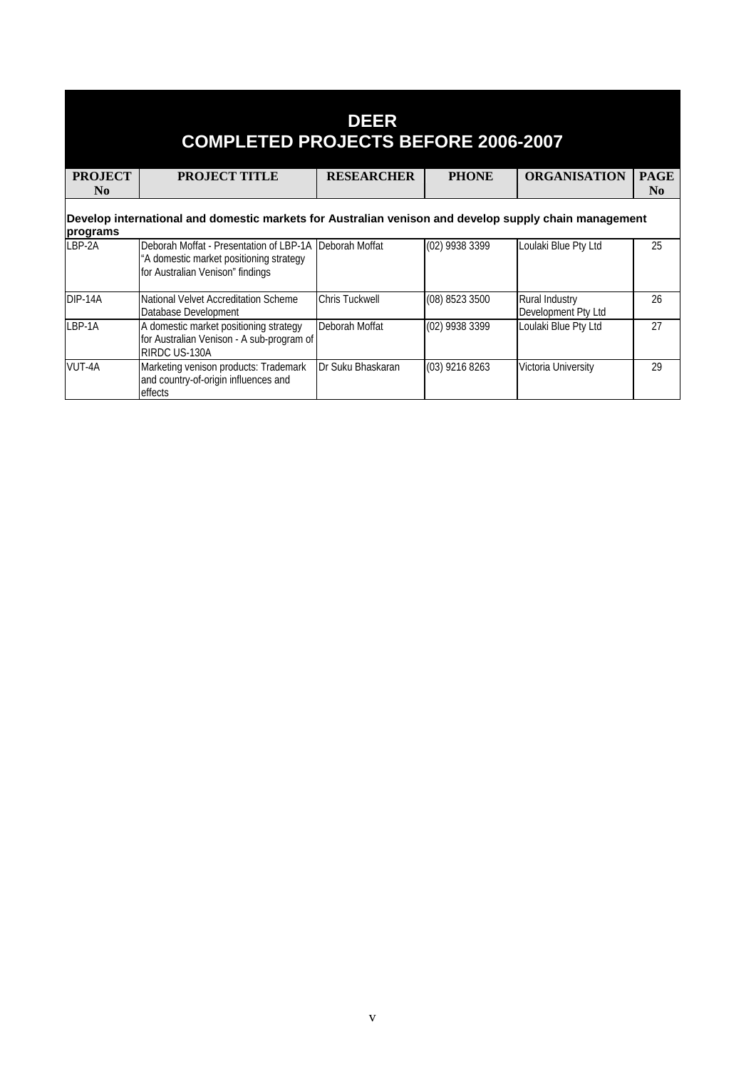# DEER
# COMPLETED PROJECTS BEFORE 2006-2007

| PROJECT No | PROJECT TITLE | RESEARCHER | PHONE | ORGANISATION | PAGE No |
|---|---|---|---|---|---|
| **Develop international and domestic markets for Australian venison and develop supply chain management programs** | | | | | |
| LBP-2A | Deborah Moffat - Presentation of LBP-1A "A domestic market positioning strategy for Australian Venison" findings | Deborah Moffat | (02) 9938 3399 | Loulaki Blue Pty Ltd | 25 |
| DIP-14A | National Velvet Accreditation Scheme Database Development | Chris Tuckwell | (08) 8523 3500 | Rural Industry Development Pty Ltd | 26 |
| LBP-1A | A domestic market positioning strategy for Australian Venison - A sub-program of RIRDC US-130A | Deborah Moffat | (02) 9938 3399 | Loulaki Blue Pty Ltd | 27 |
| VUT-4A | Marketing venison products: Trademark and country-of-origin influences and effects | Dr Suku Bhaskaran | (03) 9216 8263 | Victoria University | 29 |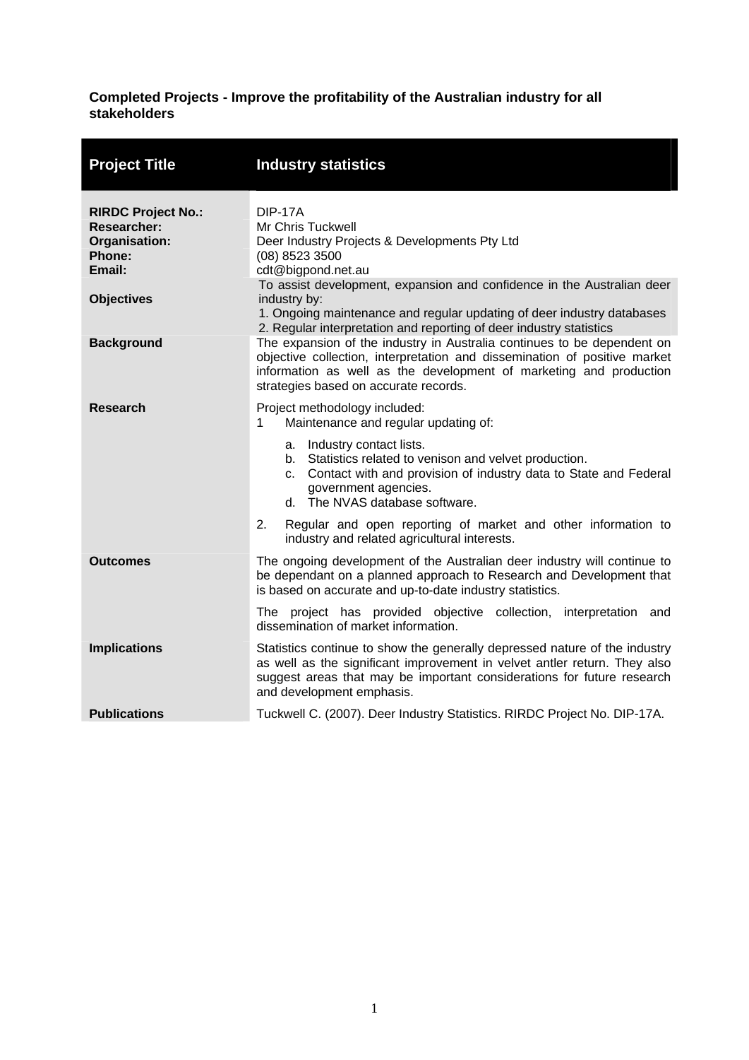**Completed Projects - Improve the profitability of the Australian industry for all stakeholders**

| Project Title | Industry statistics |
|---|---|
| **RIRDC Project No.:**<br>**Researcher:**<br>**Organisation:**<br>**Phone:**<br>**Email:** | DIP-17A<br>Mr Chris Tuckwell<br>Deer Industry Projects & Developments Pty Ltd<br>(08) 8523 3500<br>cdt@bigpond.net.au |
| **Objectives** | To assist development, expansion and confidence in the Australian deer industry by:<br>1. Ongoing maintenance and regular updating of deer industry databases<br>2. Regular interpretation and reporting of deer industry statistics |
| **Background** | The expansion of the industry in Australia continues to be dependent on objective collection, interpretation and dissemination of positive market information as well as the development of marketing and production strategies based on accurate records. |
| **Research** | Project methodology included:<br>1 Maintenance and regular updating of:<br>a. Industry contact lists.<br>b. Statistics related to venison and velvet production.<br>c. Contact with and provision of industry data to State and Federal government agencies.<br>d. The NVAS database software.<br>2. Regular and open reporting of market and other information to industry and related agricultural interests. |
| **Outcomes** | The ongoing development of the Australian deer industry will continue to be dependant on a planned approach to Research and Development that is based on accurate and up-to-date industry statistics.<br>The project has provided objective collection, interpretation and dissemination of market information. |
| **Implications** | Statistics continue to show the generally depressed nature of the industry as well as the significant improvement in velvet antler return. They also suggest areas that may be important considerations for future research and development emphasis. |
| **Publications** | Tuckwell C. (2007). Deer Industry Statistics. RIRDC Project No. DIP-17A. |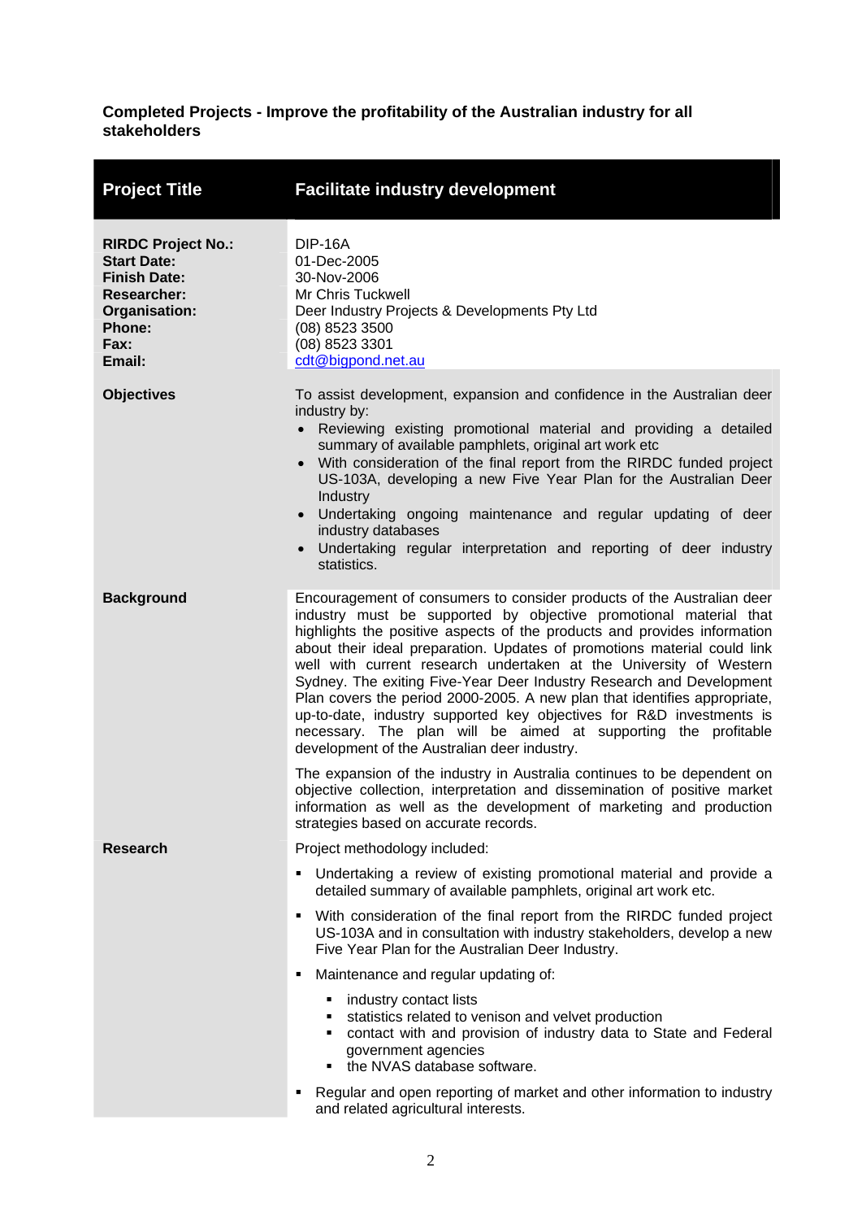**Completed Projects - Improve the profitability of the Australian industry for all stakeholders**

| **Project Title** | **Facilitate industry development** |
|---|---|
| **RIRDC Project No.:**<br>**Start Date:**<br>**Finish Date:**<br>**Researcher:**<br>**Organisation:**<br>**Phone:**<br>**Fax:**<br>**Email:** | DIP-16A<br>01-Dec-2005<br>30-Nov-2006<br>Mr Chris Tuckwell<br>Deer Industry Projects & Developments Pty Ltd<br>(08) 8523 3500<br>(08) 8523 3301<br>cdt@bigpond.net.au |
| **Objectives** | To assist development, expansion and confidence in the Australian deer industry by:<br>• Reviewing existing promotional material and providing a detailed summary of available pamphlets, original art work etc<br>• With consideration of the final report from the RIRDC funded project US-103A, developing a new Five Year Plan for the Australian Deer Industry<br>• Undertaking ongoing maintenance and regular updating of deer industry databases<br>• Undertaking regular interpretation and reporting of deer industry statistics. |
| **Background** | Encouragement of consumers to consider products of the Australian deer industry must be supported by objective promotional material that highlights the positive aspects of the products and provides information about their ideal preparation. Updates of promotions material could link well with current research undertaken at the University of Western Sydney. The exiting Five-Year Deer Industry Research and Development Plan covers the period 2000-2005. A new plan that identifies appropriate, up-to-date, industry supported key objectives for R&D investments is necessary. The plan will be aimed at supporting the profitable development of the Australian deer industry.<br><br>The expansion of the industry in Australia continues to be dependent on objective collection, interpretation and dissemination of positive market information as well as the development of marketing and production strategies based on accurate records. |
| **Research** | Project methodology included:<br>▪ Undertaking a review of existing promotional material and provide a detailed summary of available pamphlets, original art work etc.<br>▪ With consideration of the final report from the RIRDC funded project US-103A and in consultation with industry stakeholders, develop a new Five Year Plan for the Australian Deer Industry.<br>▪ Maintenance and regular updating of:<br>&nbsp;&nbsp;&nbsp;&nbsp;▪ industry contact lists<br>&nbsp;&nbsp;&nbsp;&nbsp;▪ statistics related to venison and velvet production<br>&nbsp;&nbsp;&nbsp;&nbsp;▪ contact with and provision of industry data to State and Federal government agencies<br>&nbsp;&nbsp;&nbsp;&nbsp;▪ the NVAS database software.<br>▪ Regular and open reporting of market and other information to industry and related agricultural interests. |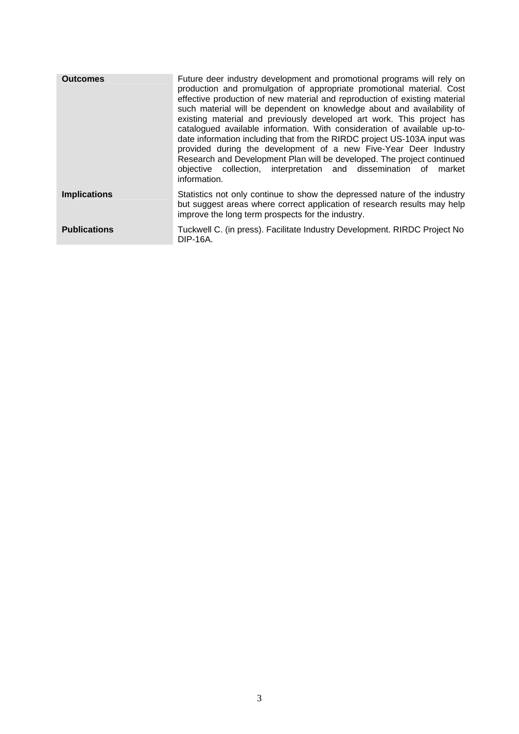| | |
|---|---|
| **Outcomes** | Future deer industry development and promotional programs will rely on production and promulgation of appropriate promotional material. Cost effective production of new material and reproduction of existing material such material will be dependent on knowledge about and availability of existing material and previously developed art work. This project has catalogued available information. With consideration of available up-to-date information including that from the RIRDC project US-103A input was provided during the development of a new Five-Year Deer Industry Research and Development Plan will be developed. The project continued objective collection, interpretation and dissemination of market information. |
| **Implications** | Statistics not only continue to show the depressed nature of the industry but suggest areas where correct application of research results may help improve the long term prospects for the industry. |
| **Publications** | Tuckwell C. (in press). Facilitate Industry Development. RIRDC Project No DIP-16A. |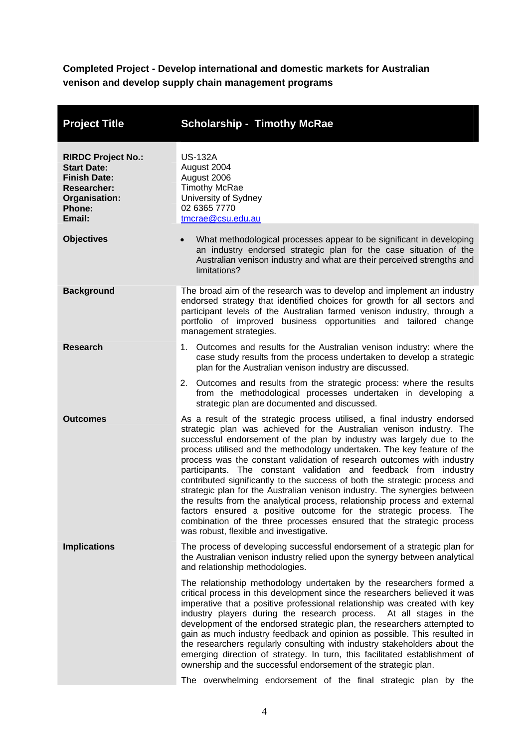**Completed Project - Develop international and domestic markets for Australian venison and develop supply chain management programs**

| **Project Title** | **Scholarship - Timothy McRae** |
|---|---|
| **RIRDC Project No.:**<br>**Start Date:**<br>**Finish Date:**<br>**Researcher:**<br>**Organisation:**<br>**Phone:**<br>**Email:** | US-132A<br>August 2004<br>August 2006<br>Timothy McRae<br>University of Sydney<br>02 6365 7770<br>tmcrae@csu.edu.au |
| **Objectives** | • What methodological processes appear to be significant in developing an industry endorsed strategic plan for the case situation of the Australian venison industry and what are their perceived strengths and limitations? |
| **Background** | The broad aim of the research was to develop and implement an industry endorsed strategy that identified choices for growth for all sectors and participant levels of the Australian farmed venison industry, through a portfolio of improved business opportunities and tailored change management strategies. |
| **Research** | 1. Outcomes and results for the Australian venison industry: where the case study results from the process undertaken to develop a strategic plan for the Australian venison industry are discussed.<br>2. Outcomes and results from the strategic process: where the results from the methodological processes undertaken in developing a strategic plan are documented and discussed. |
| **Outcomes** | As a result of the strategic process utilised, a final industry endorsed strategic plan was achieved for the Australian venison industry. The successful endorsement of the plan by industry was largely due to the process utilised and the methodology undertaken. The key feature of the process was the constant validation of research outcomes with industry participants. The constant validation and feedback from industry contributed significantly to the success of both the strategic process and strategic plan for the Australian venison industry. The synergies between the results from the analytical process, relationship process and external factors ensured a positive outcome for the strategic process. The combination of the three processes ensured that the strategic process was robust, flexible and investigative. |
| **Implications** | The process of developing successful endorsement of a strategic plan for the Australian venison industry relied upon the synergy between analytical and relationship methodologies.<br><br>The relationship methodology undertaken by the researchers formed a critical process in this development since the researchers believed it was imperative that a positive professional relationship was created with key industry players during the research process. At all stages in the development of the endorsed strategic plan, the researchers attempted to gain as much industry feedback and opinion as possible. This resulted in the researchers regularly consulting with industry stakeholders about the emerging direction of strategy. In turn, this facilitated establishment of ownership and the successful endorsement of the strategic plan.<br><br>The overwhelming endorsement of the final strategic plan by the |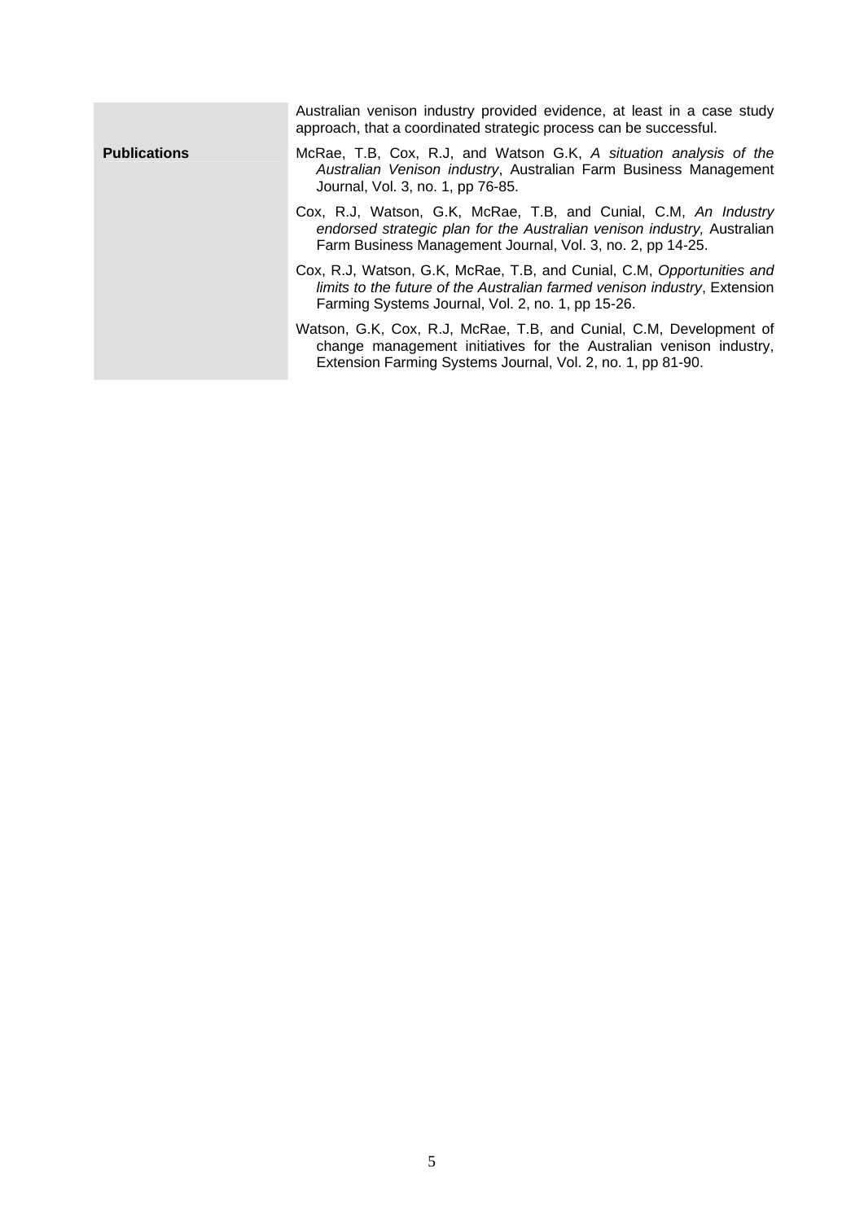Australian venison industry provided evidence, at least in a case study approach, that a coordinated strategic process can be successful.

| | |
|---|---|
| **Publications** | McRae, T.B, Cox, R.J, and Watson G.K, *A situation analysis of the Australian Venison industry*, Australian Farm Business Management Journal, Vol. 3, no. 1, pp 76-85. |
| | Cox, R.J, Watson, G.K, McRae, T.B, and Cunial, C.M, *An Industry endorsed strategic plan for the Australian venison industry,* Australian Farm Business Management Journal, Vol. 3, no. 2, pp 14-25. |
| | Cox, R.J, Watson, G.K, McRae, T.B, and Cunial, C.M, *Opportunities and limits to the future of the Australian farmed venison industry*, Extension Farming Systems Journal, Vol. 2, no. 1, pp 15-26. |
| | Watson, G.K, Cox, R.J, McRae, T.B, and Cunial, C.M, Development of change management initiatives for the Australian venison industry, Extension Farming Systems Journal, Vol. 2, no. 1, pp 81-90. |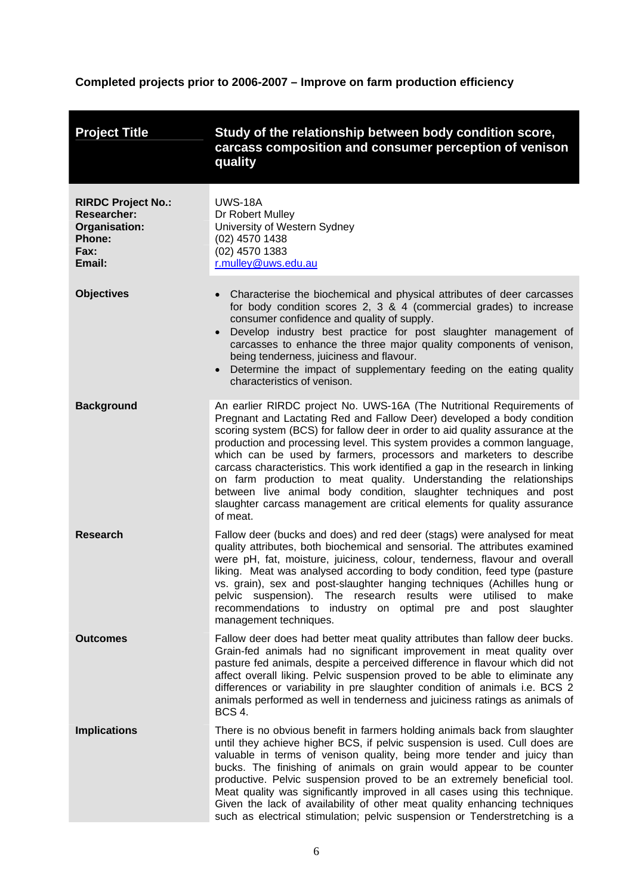**Completed projects prior to 2006-2007 – Improve on farm production efficiency**

| **Project Title** | **Study of the relationship between body condition score, carcass composition and consumer perception of venison quality** |
|---|---|
| **RIRDC Project No.:**<br>**Researcher:**<br>**Organisation:**<br>**Phone:**<br>**Fax:**<br>**Email:** | UWS-18A<br>Dr Robert Mulley<br>University of Western Sydney<br>(02) 4570 1438<br>(02) 4570 1383<br>r.mulley@uws.edu.au |
| **Objectives** | • Characterise the biochemical and physical attributes of deer carcasses for body condition scores 2, 3 & 4 (commercial grades) to increase consumer confidence and quality of supply.<br>• Develop industry best practice for post slaughter management of carcasses to enhance the three major quality components of venison, being tenderness, juiciness and flavour.<br>• Determine the impact of supplementary feeding on the eating quality characteristics of venison. |
| **Background** | An earlier RIRDC project No. UWS-16A (The Nutritional Requirements of Pregnant and Lactating Red and Fallow Deer) developed a body condition scoring system (BCS) for fallow deer in order to aid quality assurance at the production and processing level. This system provides a common language, which can be used by farmers, processors and marketers to describe carcass characteristics. This work identified a gap in the research in linking on farm production to meat quality. Understanding the relationships between live animal body condition, slaughter techniques and post slaughter carcass management are critical elements for quality assurance of meat. |
| **Research** | Fallow deer (bucks and does) and red deer (stags) were analysed for meat quality attributes, both biochemical and sensorial. The attributes examined were pH, fat, moisture, juiciness, colour, tenderness, flavour and overall liking. Meat was analysed according to body condition, feed type (pasture vs. grain), sex and post-slaughter hanging techniques (Achilles hung or pelvic suspension). The research results were utilised to make recommendations to industry on optimal pre and post slaughter management techniques. |
| **Outcomes** | Fallow deer does had better meat quality attributes than fallow deer bucks. Grain-fed animals had no significant improvement in meat quality over pasture fed animals, despite a perceived difference in flavour which did not affect overall liking. Pelvic suspension proved to be able to eliminate any differences or variability in pre slaughter condition of animals i.e. BCS 2 animals performed as well in tenderness and juiciness ratings as animals of BCS 4. |
| **Implications** | There is no obvious benefit in farmers holding animals back from slaughter until they achieve higher BCS, if pelvic suspension is used. Cull does are valuable in terms of venison quality, being more tender and juicy than bucks. The finishing of animals on grain would appear to be counter productive. Pelvic suspension proved to be an extremely beneficial tool. Meat quality was significantly improved in all cases using this technique. Given the lack of availability of other meat quality enhancing techniques such as electrical stimulation; pelvic suspension or Tenderstretching is a |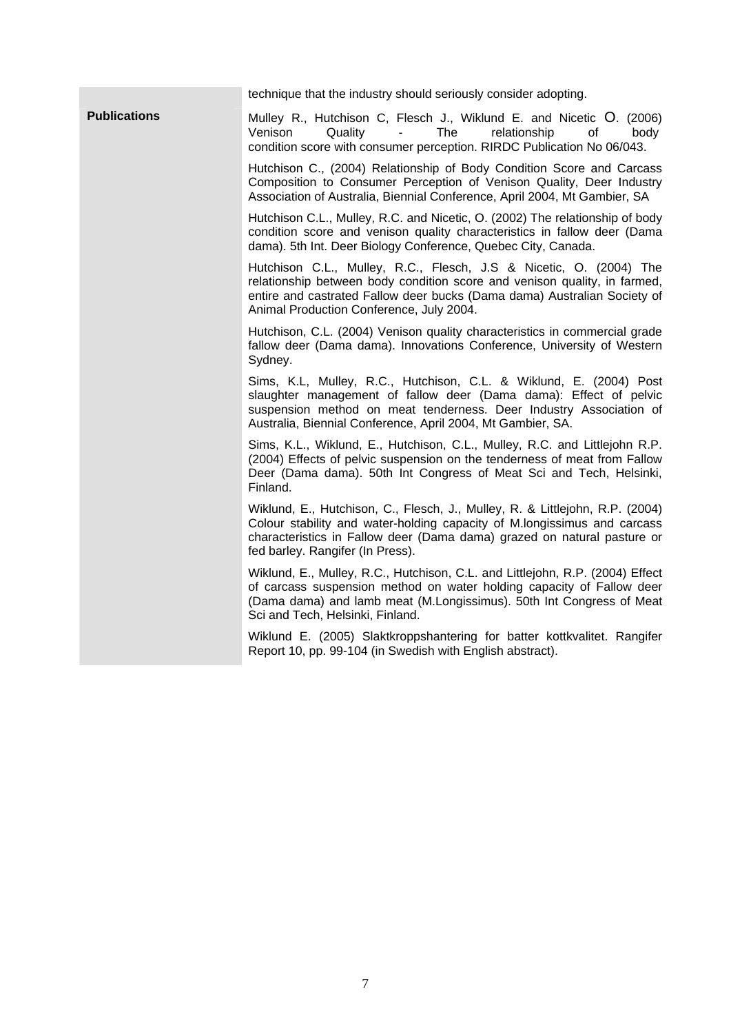technique that the industry should seriously consider adopting.

**Publications**

Mulley R., Hutchison C, Flesch J., Wiklund E. and Nicetic O. (2006) Venison Quality - The relationship of body condition score with consumer perception. RIRDC Publication No 06/043.

Hutchison C., (2004) Relationship of Body Condition Score and Carcass Composition to Consumer Perception of Venison Quality, Deer Industry Association of Australia, Biennial Conference, April 2004, Mt Gambier, SA

Hutchison C.L., Mulley, R.C. and Nicetic, O. (2002) The relationship of body condition score and venison quality characteristics in fallow deer (Dama dama). 5th Int. Deer Biology Conference, Quebec City, Canada.

Hutchison C.L., Mulley, R.C., Flesch, J.S & Nicetic, O. (2004) The relationship between body condition score and venison quality, in farmed, entire and castrated Fallow deer bucks (Dama dama) Australian Society of Animal Production Conference, July 2004.

Hutchison, C.L. (2004) Venison quality characteristics in commercial grade fallow deer (Dama dama). Innovations Conference, University of Western Sydney.

Sims, K.L, Mulley, R.C., Hutchison, C.L. & Wiklund, E. (2004) Post slaughter management of fallow deer (Dama dama): Effect of pelvic suspension method on meat tenderness. Deer Industry Association of Australia, Biennial Conference, April 2004, Mt Gambier, SA.

Sims, K.L., Wiklund, E., Hutchison, C.L., Mulley, R.C. and Littlejohn R.P. (2004) Effects of pelvic suspension on the tenderness of meat from Fallow Deer (Dama dama). 50th Int Congress of Meat Sci and Tech, Helsinki, Finland.

Wiklund, E., Hutchison, C., Flesch, J., Mulley, R. & Littlejohn, R.P. (2004) Colour stability and water-holding capacity of M.longissimus and carcass characteristics in Fallow deer (Dama dama) grazed on natural pasture or fed barley. Rangifer (In Press).

Wiklund, E., Mulley, R.C., Hutchison, C.L. and Littlejohn, R.P. (2004) Effect of carcass suspension method on water holding capacity of Fallow deer (Dama dama) and lamb meat (M.Longissimus). 50th Int Congress of Meat Sci and Tech, Helsinki, Finland.

Wiklund E. (2005) Slaktkroppshantering for batter kottkvalitet. Rangifer Report 10, pp. 99-104 (in Swedish with English abstract).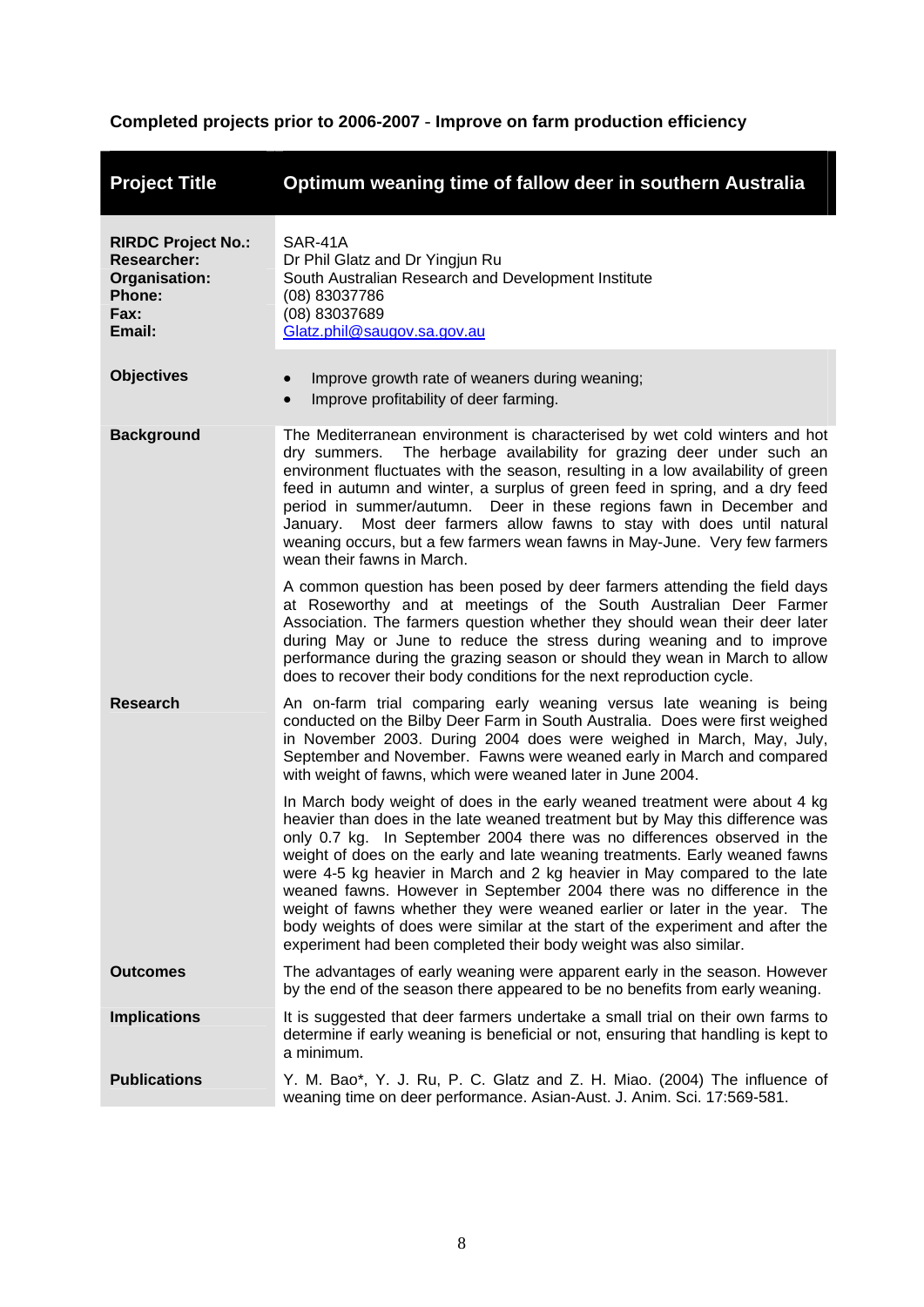## Completed projects prior to 2006-2007 - Improve on farm production efficiency

| Project Title | Optimum weaning time of fallow deer in southern Australia |
| --- | --- |
| **RIRDC Project No.:**<br>**Researcher:**<br>**Organisation:**<br>**Phone:**<br>**Fax:**<br>**Email:** | SAR-41A<br>Dr Phil Glatz and Dr Yingjun Ru<br>South Australian Research and Development Institute<br>(08) 83037786<br>(08) 83037689<br>Glatz.phil@saugov.sa.gov.au |
| **Objectives** | • Improve growth rate of weaners during weaning;<br>• Improve profitability of deer farming. |
| **Background** | The Mediterranean environment is characterised by wet cold winters and hot dry summers. The herbage availability for grazing deer under such an environment fluctuates with the season, resulting in a low availability of green feed in autumn and winter, a surplus of green feed in spring, and a dry feed period in summer/autumn. Deer in these regions fawn in December and January. Most deer farmers allow fawns to stay with does until natural weaning occurs, but a few farmers wean fawns in May-June. Very few farmers wean their fawns in March.<br><br>A common question has been posed by deer farmers attending the field days at Roseworthy and at meetings of the South Australian Deer Farmer Association. The farmers question whether they should wean their deer later during May or June to reduce the stress during weaning and to improve performance during the grazing season or should they wean in March to allow does to recover their body conditions for the next reproduction cycle. |
| **Research** | An on-farm trial comparing early weaning versus late weaning is being conducted on the Bilby Deer Farm in South Australia. Does were first weighed in November 2003. During 2004 does were weighed in March, May, July, September and November. Fawns were weaned early in March and compared with weight of fawns, which were weaned later in June 2004.<br><br>In March body weight of does in the early weaned treatment were about 4 kg heavier than does in the late weaned treatment but by May this difference was only 0.7 kg. In September 2004 there was no differences observed in the weight of does on the early and late weaning treatments. Early weaned fawns were 4-5 kg heavier in March and 2 kg heavier in May compared to the late weaned fawns. However in September 2004 there was no difference in the weight of fawns whether they were weaned earlier or later in the year. The body weights of does were similar at the start of the experiment and after the experiment had been completed their body weight was also similar. |
| **Outcomes** | The advantages of early weaning were apparent early in the season. However by the end of the season there appeared to be no benefits from early weaning. |
| **Implications** | It is suggested that deer farmers undertake a small trial on their own farms to determine if early weaning is beneficial or not, ensuring that handling is kept to a minimum. |
| **Publications** | Y. M. Bao*, Y. J. Ru, P. C. Glatz and Z. H. Miao. (2004) The influence of weaning time on deer performance. Asian-Aust. J. Anim. Sci. 17:569-581. |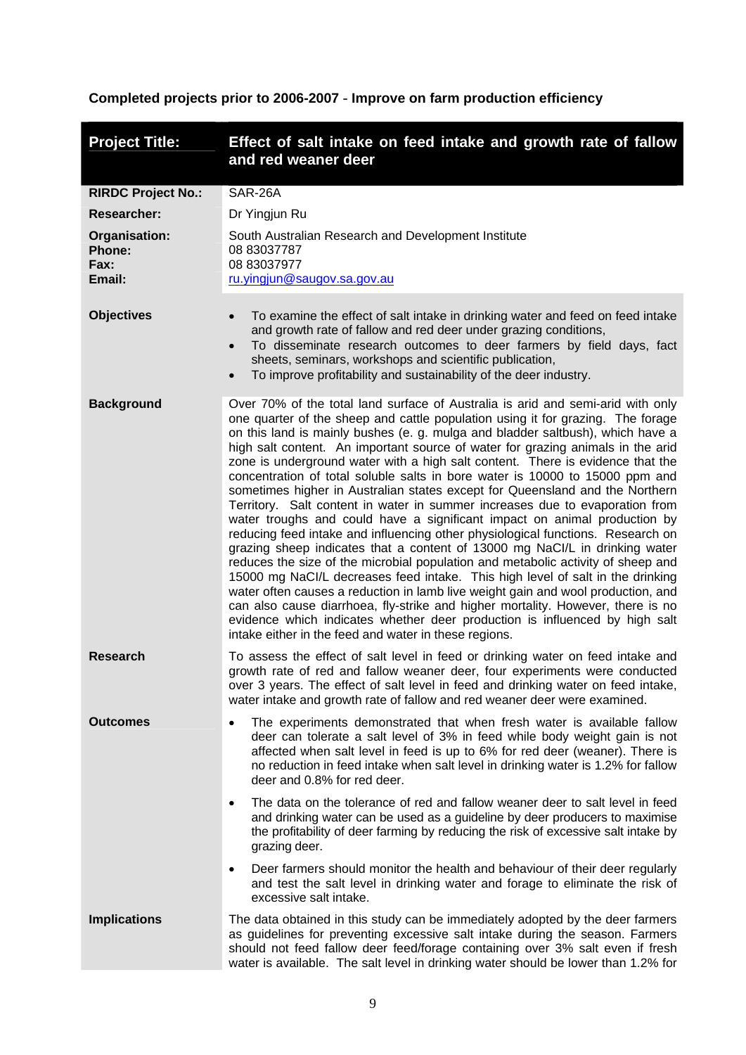**Completed projects prior to 2006-2007** - **Improve on farm production efficiency**

| **Project Title:** | **Effect of salt intake on feed intake and growth rate of fallow and red weaner deer** |
|---|---|
| **RIRDC Project No.:** | SAR-26A |
| **Researcher:** | Dr Yingjun Ru |
| **Organisation:**<br>**Phone:**<br>**Fax:**<br>**Email:** | South Australian Research and Development Institute<br>08 83037787<br>08 83037977<br>ru.yingjun@saugov.sa.gov.au |
| **Objectives** | • To examine the effect of salt intake in drinking water and feed on feed intake and growth rate of fallow and red deer under grazing conditions,<br>• To disseminate research outcomes to deer farmers by field days, fact sheets, seminars, workshops and scientific publication,<br>• To improve profitability and sustainability of the deer industry. |
| **Background** | Over 70% of the total land surface of Australia is arid and semi-arid with only one quarter of the sheep and cattle population using it for grazing. The forage on this land is mainly bushes (e. g. mulga and bladder saltbush), which have a high salt content. An important source of water for grazing animals in the arid zone is underground water with a high salt content. There is evidence that the concentration of total soluble salts in bore water is 10000 to 15000 ppm and sometimes higher in Australian states except for Queensland and the Northern Territory. Salt content in water in summer increases due to evaporation from water troughs and could have a significant impact on animal production by reducing feed intake and influencing other physiological functions. Research on grazing sheep indicates that a content of 13000 mg NaCl/L in drinking water reduces the size of the microbial population and metabolic activity of sheep and 15000 mg NaCl/L decreases feed intake. This high level of salt in the drinking water often causes a reduction in lamb live weight gain and wool production, and can also cause diarrhoea, fly-strike and higher mortality. However, there is no evidence which indicates whether deer production is influenced by high salt intake either in the feed and water in these regions. |
| **Research** | To assess the effect of salt level in feed or drinking water on feed intake and growth rate of red and fallow weaner deer, four experiments were conducted over 3 years. The effect of salt level in feed and drinking water on feed intake, water intake and growth rate of fallow and red weaner deer were examined. |
| **Outcomes** | • The experiments demonstrated that when fresh water is available fallow deer can tolerate a salt level of 3% in feed while body weight gain is not affected when salt level in feed is up to 6% for red deer (weaner). There is no reduction in feed intake when salt level in drinking water is 1.2% for fallow deer and 0.8% for red deer.<br>• The data on the tolerance of red and fallow weaner deer to salt level in feed and drinking water can be used as a guideline by deer producers to maximise the profitability of deer farming by reducing the risk of excessive salt intake by grazing deer.<br>• Deer farmers should monitor the health and behaviour of their deer regularly and test the salt level in drinking water and forage to eliminate the risk of excessive salt intake. |
| **Implications** | The data obtained in this study can be immediately adopted by the deer farmers as guidelines for preventing excessive salt intake during the season. Farmers should not feed fallow deer feed/forage containing over 3% salt even if fresh water is available. The salt level in drinking water should be lower than 1.2% for |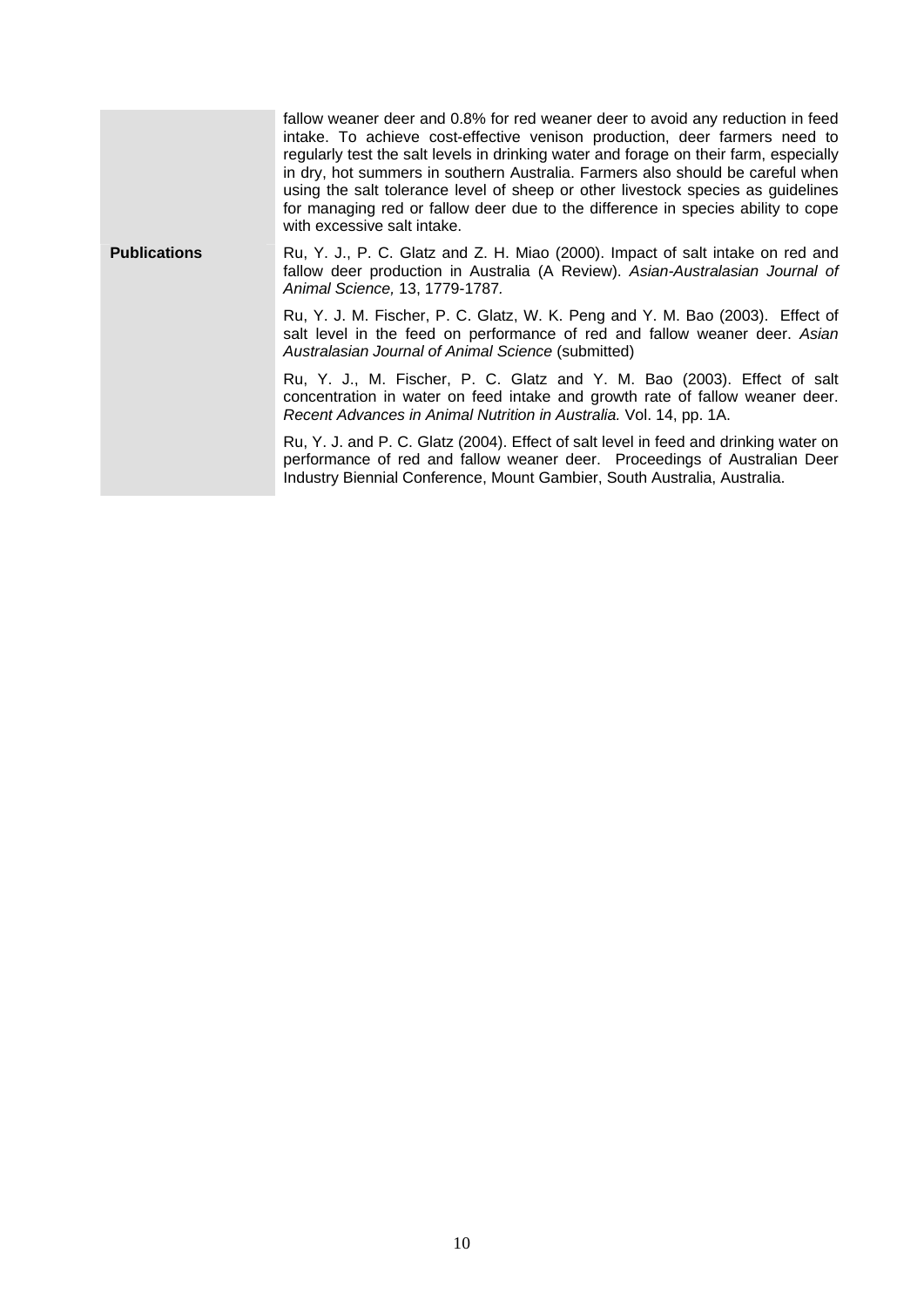| | |
|---|---|
| | fallow weaner deer and 0.8% for red weaner deer to avoid any reduction in feed intake. To achieve cost-effective venison production, deer farmers need to regularly test the salt levels in drinking water and forage on their farm, especially in dry, hot summers in southern Australia. Farmers also should be careful when using the salt tolerance level of sheep or other livestock species as guidelines for managing red or fallow deer due to the difference in species ability to cope with excessive salt intake. |
| **Publications** | Ru, Y. J., P. C. Glatz and Z. H. Miao (2000). Impact of salt intake on red and fallow deer production in Australia (A Review). *Asian-Australasian Journal of Animal Science,* 13, 1779-1787*.*<br><br>Ru, Y. J. M. Fischer, P. C. Glatz, W. K. Peng and Y. M. Bao (2003). Effect of salt level in the feed on performance of red and fallow weaner deer. *Asian Australasian Journal of Animal Science* (submitted)<br><br>Ru, Y. J., M. Fischer, P. C. Glatz and Y. M. Bao (2003). Effect of salt concentration in water on feed intake and growth rate of fallow weaner deer. *Recent Advances in Animal Nutrition in Australia.* Vol. 14, pp. 1A.<br><br>Ru, Y. J. and P. C. Glatz (2004). Effect of salt level in feed and drinking water on performance of red and fallow weaner deer. Proceedings of Australian Deer Industry Biennial Conference, Mount Gambier, South Australia, Australia. |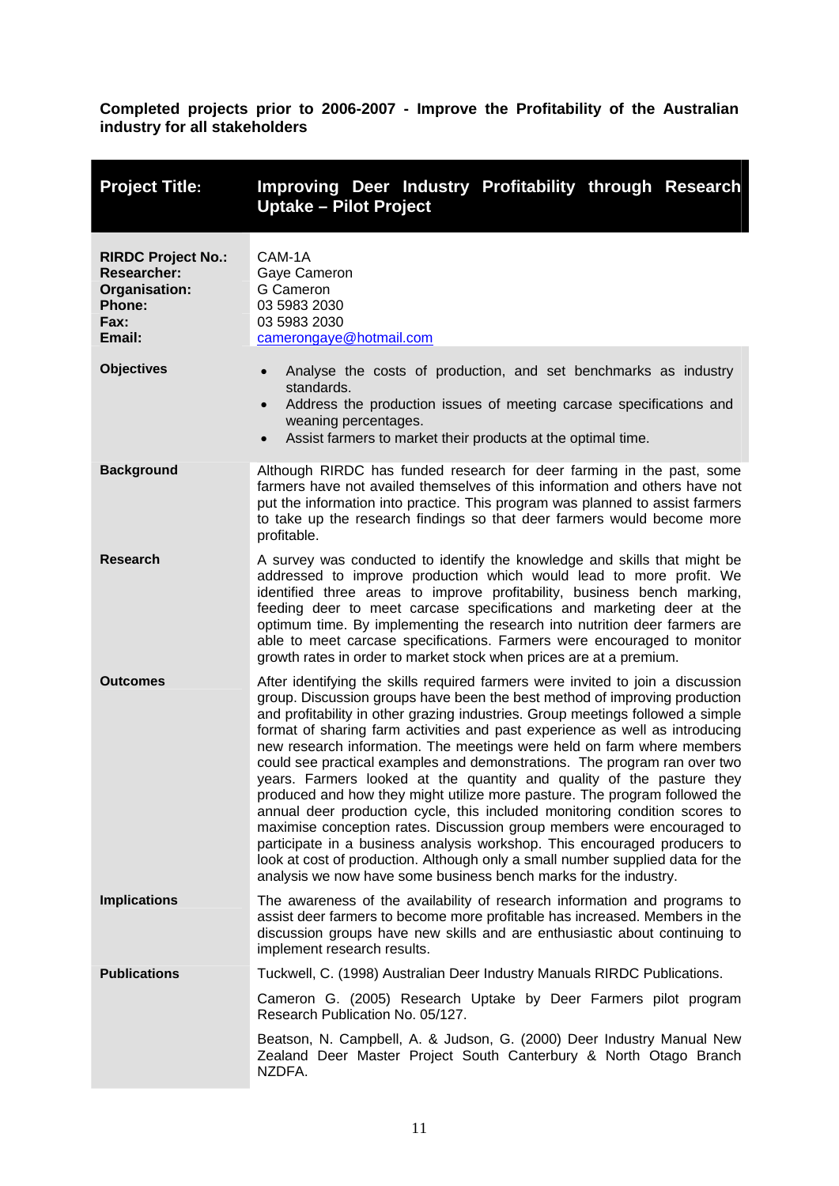**Completed projects prior to 2006-2007 - Improve the Profitability of the Australian industry for all stakeholders**

| **Project Title:** | **Improving Deer Industry Profitability through Research Uptake – Pilot Project** |
|---|---|
| **RIRDC Project No.:**<br>**Researcher:**<br>**Organisation:**<br>**Phone:**<br>**Fax:**<br>**Email:** | CAM-1A<br>Gaye Cameron<br>G Cameron<br>03 5983 2030<br>03 5983 2030<br>camerongaye@hotmail.com |
| **Objectives** | • Analyse the costs of production, and set benchmarks as industry standards.<br>• Address the production issues of meeting carcase specifications and weaning percentages.<br>• Assist farmers to market their products at the optimal time. |
| **Background** | Although RIRDC has funded research for deer farming in the past, some farmers have not availed themselves of this information and others have not put the information into practice. This program was planned to assist farmers to take up the research findings so that deer farmers would become more profitable. |
| **Research** | A survey was conducted to identify the knowledge and skills that might be addressed to improve production which would lead to more profit. We identified three areas to improve profitability, business bench marking, feeding deer to meet carcase specifications and marketing deer at the optimum time. By implementing the research into nutrition deer farmers are able to meet carcase specifications. Farmers were encouraged to monitor growth rates in order to market stock when prices are at a premium. |
| **Outcomes** | After identifying the skills required farmers were invited to join a discussion group. Discussion groups have been the best method of improving production and profitability in other grazing industries. Group meetings followed a simple format of sharing farm activities and past experience as well as introducing new research information. The meetings were held on farm where members could see practical examples and demonstrations. The program ran over two years. Farmers looked at the quantity and quality of the pasture they produced and how they might utilize more pasture. The program followed the annual deer production cycle, this included monitoring condition scores to maximise conception rates. Discussion group members were encouraged to participate in a business analysis workshop. This encouraged producers to look at cost of production. Although only a small number supplied data for the analysis we now have some business bench marks for the industry. |
| **Implications** | The awareness of the availability of research information and programs to assist deer farmers to become more profitable has increased. Members in the discussion groups have new skills and are enthusiastic about continuing to implement research results. |
| **Publications** | Tuckwell, C. (1998) Australian Deer Industry Manuals RIRDC Publications.<br><br>Cameron G. (2005) Research Uptake by Deer Farmers pilot program Research Publication No. 05/127.<br><br>Beatson, N. Campbell, A. & Judson, G. (2000) Deer Industry Manual New Zealand Deer Master Project South Canterbury & North Otago Branch NZDFA. |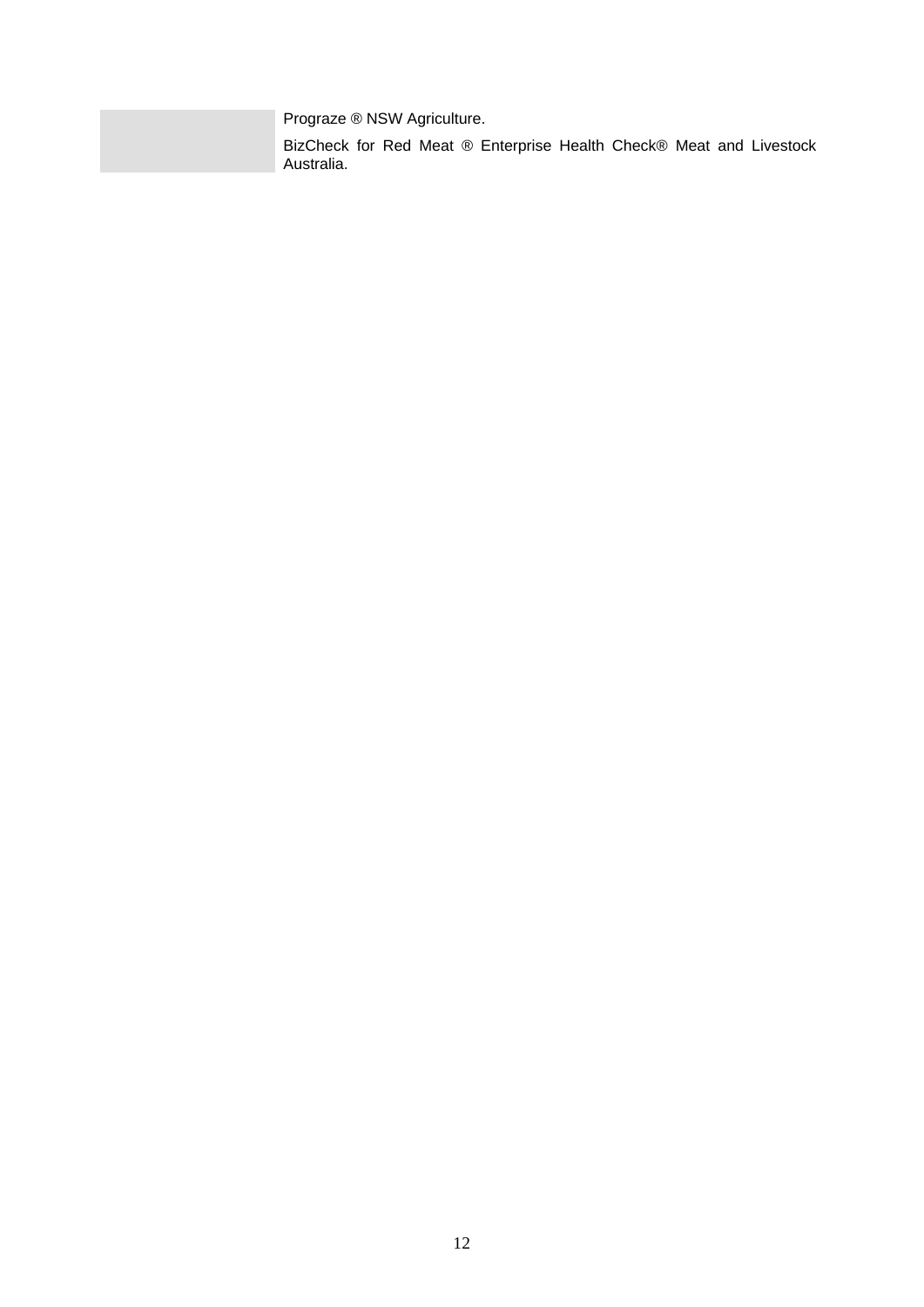Prograze ® NSW Agriculture.

BizCheck for Red Meat ® Enterprise Health Check® Meat and Livestock Australia.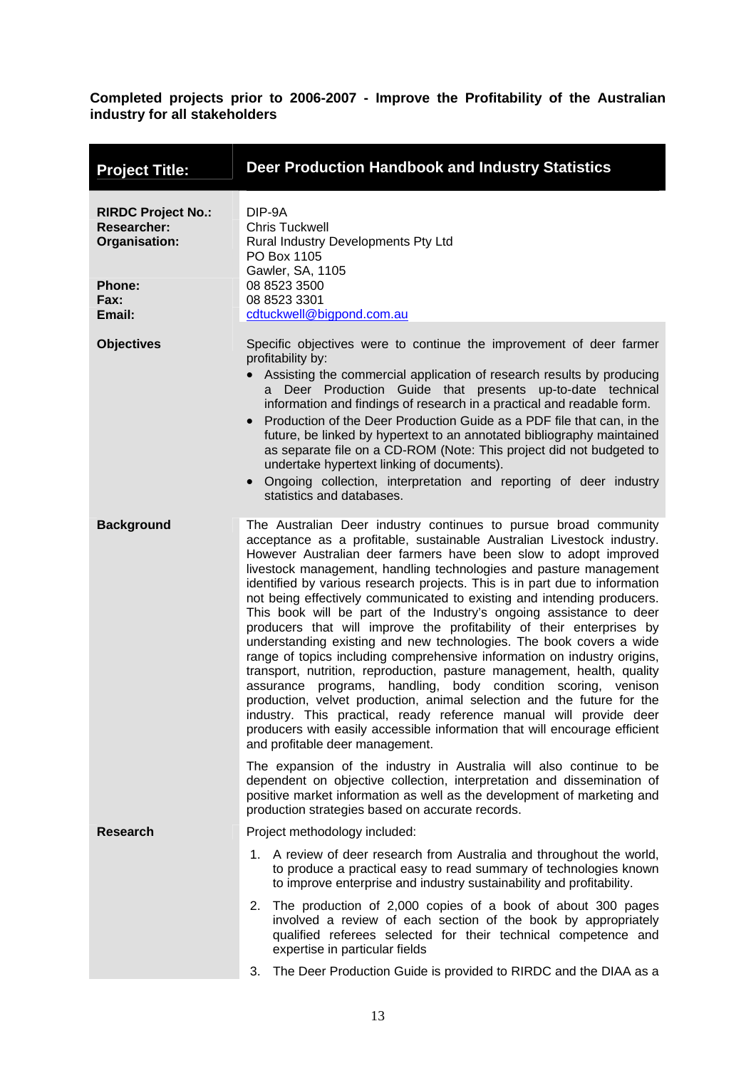**Completed projects prior to 2006-2007 - Improve the Profitability of the Australian industry for all stakeholders**

| **Project Title:** | **Deer Production Handbook and Industry Statistics** |
|---|---|
| **RIRDC Project No.:**<br>**Researcher:**<br>**Organisation:**<br><br><br>**Phone:**<br>**Fax:**<br>**Email:** | DIP-9A<br>Chris Tuckwell<br>Rural Industry Developments Pty Ltd<br>PO Box 1105<br>Gawler, SA, 1105<br>08 8523 3500<br>08 8523 3301<br>cdtuckwell@bigpond.com.au |
| **Objectives** | Specific objectives were to continue the improvement of deer farmer profitability by:<br>• Assisting the commercial application of research results by producing a Deer Production Guide that presents up-to-date technical information and findings of research in a practical and readable form.<br>• Production of the Deer Production Guide as a PDF file that can, in the future, be linked by hypertext to an annotated bibliography maintained as separate file on a CD-ROM (Note: This project did not budgeted to undertake hypertext linking of documents).<br>• Ongoing collection, interpretation and reporting of deer industry statistics and databases. |
| **Background** | The Australian Deer industry continues to pursue broad community acceptance as a profitable, sustainable Australian Livestock industry. However Australian deer farmers have been slow to adopt improved livestock management, handling technologies and pasture management identified by various research projects. This is in part due to information not being effectively communicated to existing and intending producers. This book will be part of the Industry's ongoing assistance to deer producers that will improve the profitability of their enterprises by understanding existing and new technologies. The book covers a wide range of topics including comprehensive information on industry origins, transport, nutrition, reproduction, pasture management, health, quality assurance programs, handling, body condition scoring, venison production, velvet production, animal selection and the future for the industry. This practical, ready reference manual will provide deer producers with easily accessible information that will encourage efficient and profitable deer management.<br><br>The expansion of the industry in Australia will also continue to be dependent on objective collection, interpretation and dissemination of positive market information as well as the development of marketing and production strategies based on accurate records. |
| **Research** | Project methodology included:<br>1. A review of deer research from Australia and throughout the world, to produce a practical easy to read summary of technologies known to improve enterprise and industry sustainability and profitability.<br>2. The production of 2,000 copies of a book of about 300 pages involved a review of each section of the book by appropriately qualified referees selected for their technical competence and expertise in particular fields<br>3. The Deer Production Guide is provided to RIRDC and the DIAA as a |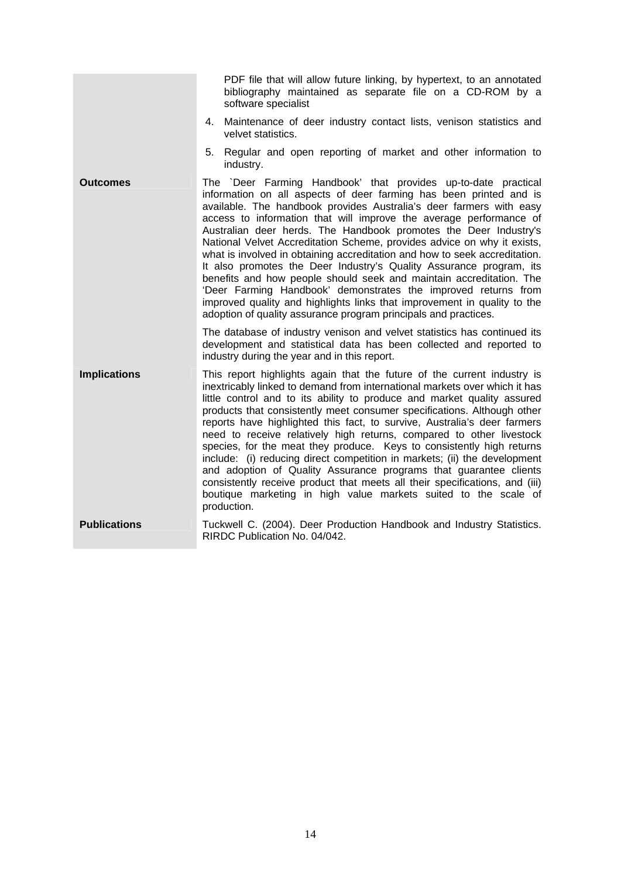| | |
|---|---|
| | PDF file that will allow future linking, by hypertext, to an annotated bibliography maintained as separate file on a CD-ROM by a software specialist<br>4. Maintenance of deer industry contact lists, venison statistics and velvet statistics.<br>5. Regular and open reporting of market and other information to industry. |
| **Outcomes** | The `Deer Farming Handbook' that provides up-to-date practical information on all aspects of deer farming has been printed and is available. The handbook provides Australia's deer farmers with easy access to information that will improve the average performance of Australian deer herds. The Handbook promotes the Deer Industry's National Velvet Accreditation Scheme, provides advice on why it exists, what is involved in obtaining accreditation and how to seek accreditation. It also promotes the Deer Industry's Quality Assurance program, its benefits and how people should seek and maintain accreditation. The 'Deer Farming Handbook' demonstrates the improved returns from improved quality and highlights links that improvement in quality to the adoption of quality assurance program principals and practices.<br><br>The database of industry venison and velvet statistics has continued its development and statistical data has been collected and reported to industry during the year and in this report. |
| **Implications** | This report highlights again that the future of the current industry is inextricably linked to demand from international markets over which it has little control and to its ability to produce and market quality assured products that consistently meet consumer specifications. Although other reports have highlighted this fact, to survive, Australia's deer farmers need to receive relatively high returns, compared to other livestock species, for the meat they produce. Keys to consistently high returns include: (i) reducing direct competition in markets; (ii) the development and adoption of Quality Assurance programs that guarantee clients consistently receive product that meets all their specifications, and (iii) boutique marketing in high value markets suited to the scale of production. |
| **Publications** | Tuckwell C. (2004). Deer Production Handbook and Industry Statistics. RIRDC Publication No. 04/042. |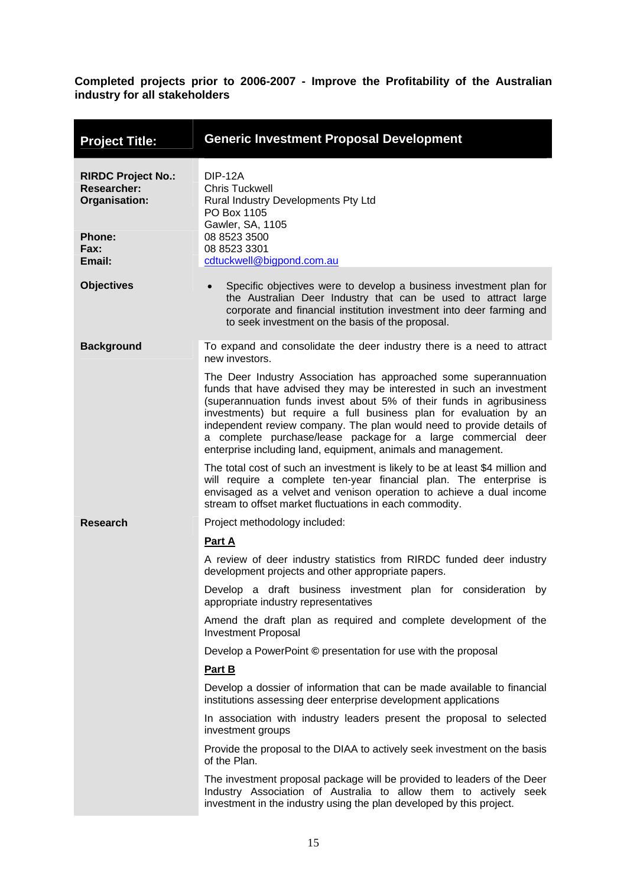**Completed projects prior to 2006-2007 - Improve the Profitability of the Australian industry for all stakeholders**

| **Project Title:** | **Generic Investment Proposal Development** |
| --- | --- |
| **RIRDC Project No.:**<br>**Researcher:**<br>**Organisation:** | DIP-12A<br>Chris Tuckwell<br>Rural Industry Developments Pty Ltd<br>PO Box 1105<br>Gawler, SA, 1105 |
| **Phone:**<br>**Fax:**<br>**Email:** | 08 8523 3500<br>08 8523 3301<br>cdtuckwell@bigpond.com.au |
| **Objectives** | • Specific objectives were to develop a business investment plan for the Australian Deer Industry that can be used to attract large corporate and financial institution investment into deer farming and to seek investment on the basis of the proposal. |
| **Background** | To expand and consolidate the deer industry there is a need to attract new investors.<br><br>The Deer Industry Association has approached some superannuation funds that have advised they may be interested in such an investment (superannuation funds invest about 5% of their funds in agribusiness investments) but require a full business plan for evaluation by an independent review company. The plan would need to provide details of a complete purchase/lease package for a large commercial deer enterprise including land, equipment, animals and management.<br><br>The total cost of such an investment is likely to be at least $4 million and will require a complete ten-year financial plan. The enterprise is envisaged as a velvet and venison operation to achieve a dual income stream to offset market fluctuations in each commodity. |
| **Research** | Project methodology included:<br><br>**<u>Part A</u>**<br><br>A review of deer industry statistics from RIRDC funded deer industry development projects and other appropriate papers.<br><br>Develop a draft business investment plan for consideration by appropriate industry representatives<br><br>Amend the draft plan as required and complete development of the Investment Proposal<br><br>Develop a PowerPoint © presentation for use with the proposal<br><br>**<u>Part B</u>**<br><br>Develop a dossier of information that can be made available to financial institutions assessing deer enterprise development applications<br><br>In association with industry leaders present the proposal to selected investment groups<br><br>Provide the proposal to the DIAA to actively seek investment on the basis of the Plan.<br><br>The investment proposal package will be provided to leaders of the Deer Industry Association of Australia to allow them to actively seek investment in the industry using the plan developed by this project. |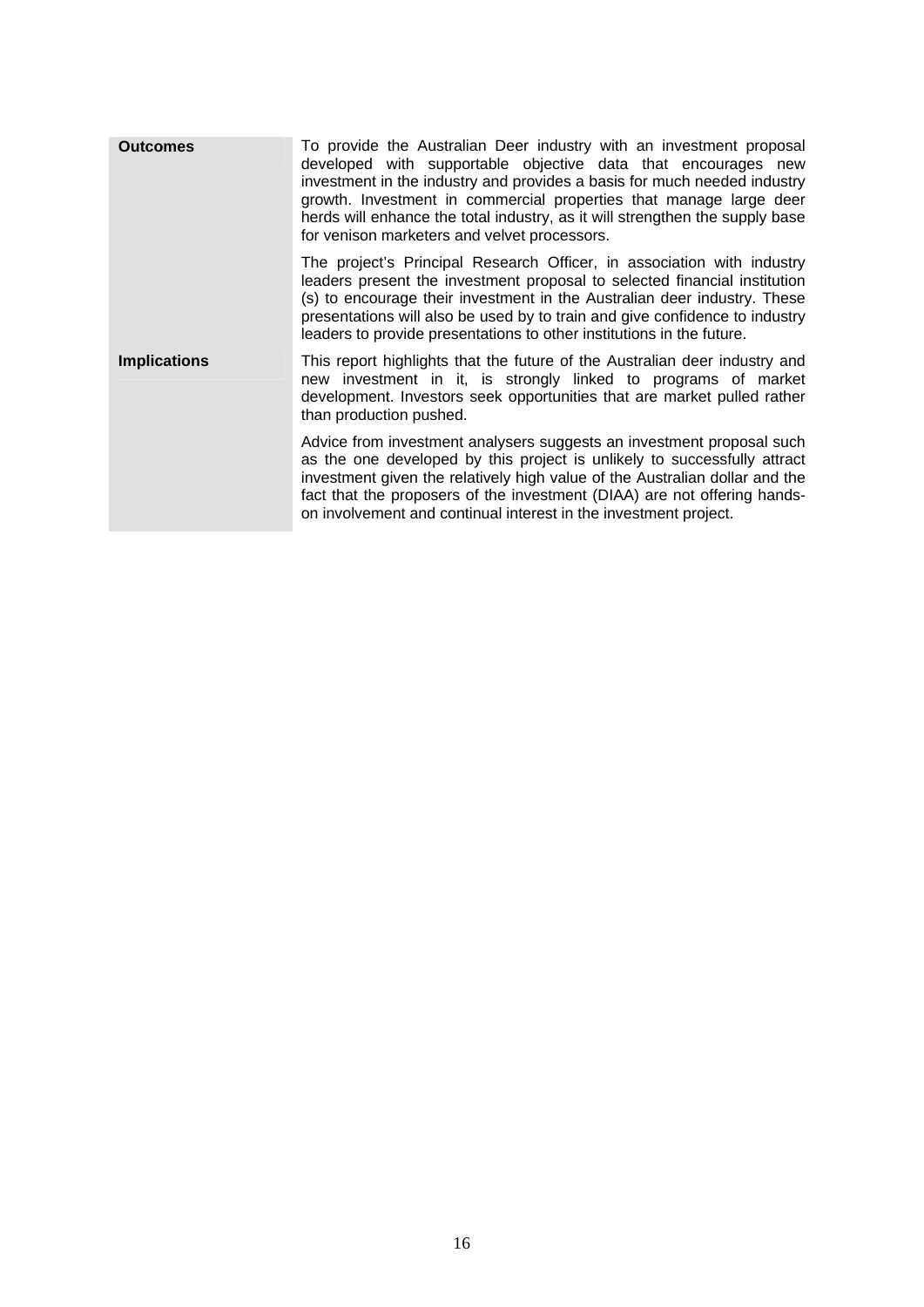| | |
|---|---|
| **Outcomes** | To provide the Australian Deer industry with an investment proposal developed with supportable objective data that encourages new investment in the industry and provides a basis for much needed industry growth. Investment in commercial properties that manage large deer herds will enhance the total industry, as it will strengthen the supply base for venison marketers and velvet processors.<br><br>The project's Principal Research Officer, in association with industry leaders present the investment proposal to selected financial institution (s) to encourage their investment in the Australian deer industry. These presentations will also be used by to train and give confidence to industry leaders to provide presentations to other institutions in the future. |
| **Implications** | This report highlights that the future of the Australian deer industry and new investment in it, is strongly linked to programs of market development. Investors seek opportunities that are market pulled rather than production pushed.<br><br>Advice from investment analysers suggests an investment proposal such as the one developed by this project is unlikely to successfully attract investment given the relatively high value of the Australian dollar and the fact that the proposers of the investment (DIAA) are not offering hands-on involvement and continual interest in the investment project. |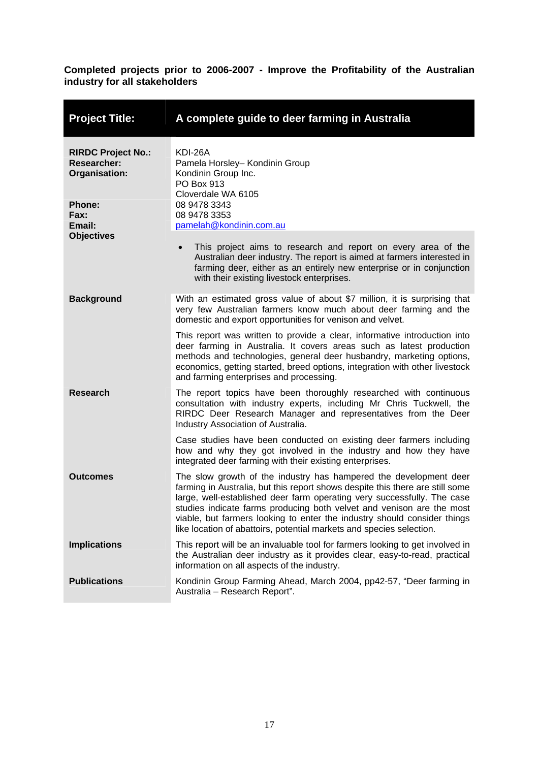**Completed projects prior to 2006-2007 - Improve the Profitability of the Australian industry for all stakeholders**

| **Project Title:** | **A complete guide to deer farming in Australia** |
|---|---|
| **RIRDC Project No.:** | KDI-26A |
| **Researcher:** | Pamela Horsley– Kondinin Group |
| **Organisation:** | Kondinin Group Inc.<br>PO Box 913<br>Cloverdale WA 6105 |
| **Phone:** | 08 9478 3343 |
| **Fax:** | 08 9478 3353 |
| **Email:** | pamelah@kondinin.com.au |
| **Objectives** | • This project aims to research and report on every area of the Australian deer industry. The report is aimed at farmers interested in farming deer, either as an entirely new enterprise or in conjunction with their existing livestock enterprises. |
| **Background** | With an estimated gross value of about $7 million, it is surprising that very few Australian farmers know much about deer farming and the domestic and export opportunities for venison and velvet.<br><br>This report was written to provide a clear, informative introduction into deer farming in Australia. It covers areas such as latest production methods and technologies, general deer husbandry, marketing options, economics, getting started, breed options, integration with other livestock and farming enterprises and processing. |
| **Research** | The report topics have been thoroughly researched with continuous consultation with industry experts, including Mr Chris Tuckwell, the RIRDC Deer Research Manager and representatives from the Deer Industry Association of Australia.<br><br>Case studies have been conducted on existing deer farmers including how and why they got involved in the industry and how they have integrated deer farming with their existing enterprises. |
| **Outcomes** | The slow growth of the industry has hampered the development deer farming in Australia, but this report shows despite this there are still some large, well-established deer farm operating very successfully. The case studies indicate farms producing both velvet and venison are the most viable, but farmers looking to enter the industry should consider things like location of abattoirs, potential markets and species selection. |
| **Implications** | This report will be an invaluable tool for farmers looking to get involved in the Australian deer industry as it provides clear, easy-to-read, practical information on all aspects of the industry. |
| **Publications** | Kondinin Group Farming Ahead, March 2004, pp42-57, "Deer farming in Australia – Research Report". |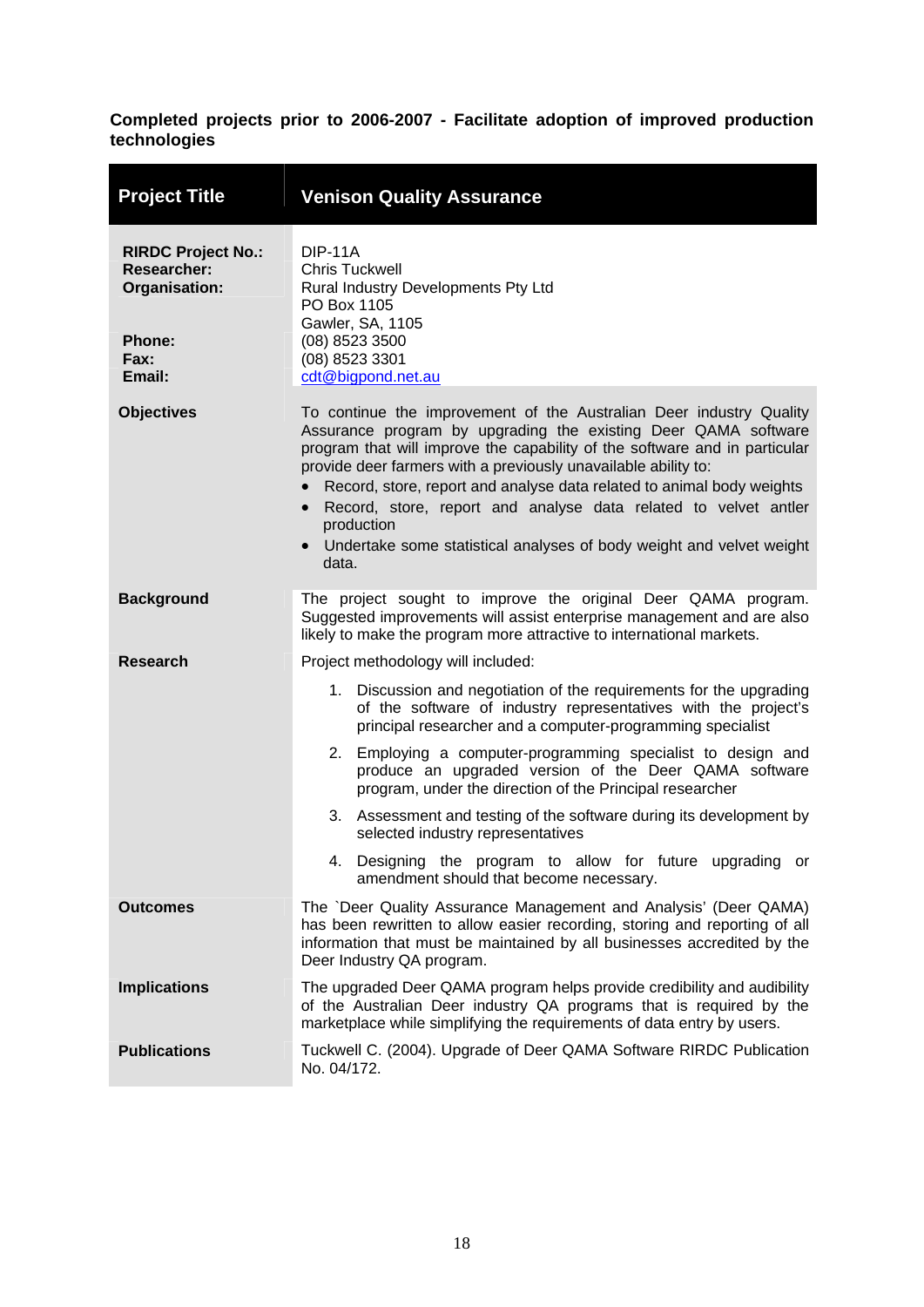**Completed projects prior to 2006-2007 - Facilitate adoption of improved production technologies**

| **Project Title** | **Venison Quality Assurance** |
|---|---|
| **RIRDC Project No.:**<br>**Researcher:**<br>**Organisation:**<br><br><br>**Phone:**<br>**Fax:**<br>**Email:** | DIP-11A<br>Chris Tuckwell<br>Rural Industry Developments Pty Ltd<br>PO Box 1105<br>Gawler, SA, 1105<br>(08) 8523 3500<br>(08) 8523 3301<br>cdt@bigpond.net.au |
| **Objectives** | To continue the improvement of the Australian Deer industry Quality Assurance program by upgrading the existing Deer QAMA software program that will improve the capability of the software and in particular provide deer farmers with a previously unavailable ability to:<br>• Record, store, report and analyse data related to animal body weights<br>• Record, store, report and analyse data related to velvet antler production<br>• Undertake some statistical analyses of body weight and velvet weight data. |
| **Background** | The project sought to improve the original Deer QAMA program. Suggested improvements will assist enterprise management and are also likely to make the program more attractive to international markets. |
| **Research** | Project methodology will included:<br>1. Discussion and negotiation of the requirements for the upgrading of the software of industry representatives with the project's principal researcher and a computer-programming specialist<br>2. Employing a computer-programming specialist to design and produce an upgraded version of the Deer QAMA software program, under the direction of the Principal researcher<br>3. Assessment and testing of the software during its development by selected industry representatives<br>4. Designing the program to allow for future upgrading or amendment should that become necessary. |
| **Outcomes** | The `Deer Quality Assurance Management and Analysis' (Deer QAMA) has been rewritten to allow easier recording, storing and reporting of all information that must be maintained by all businesses accredited by the Deer Industry QA program. |
| **Implications** | The upgraded Deer QAMA program helps provide credibility and audibility of the Australian Deer industry QA programs that is required by the marketplace while simplifying the requirements of data entry by users. |
| **Publications** | Tuckwell C. (2004). Upgrade of Deer QAMA Software RIRDC Publication No. 04/172. |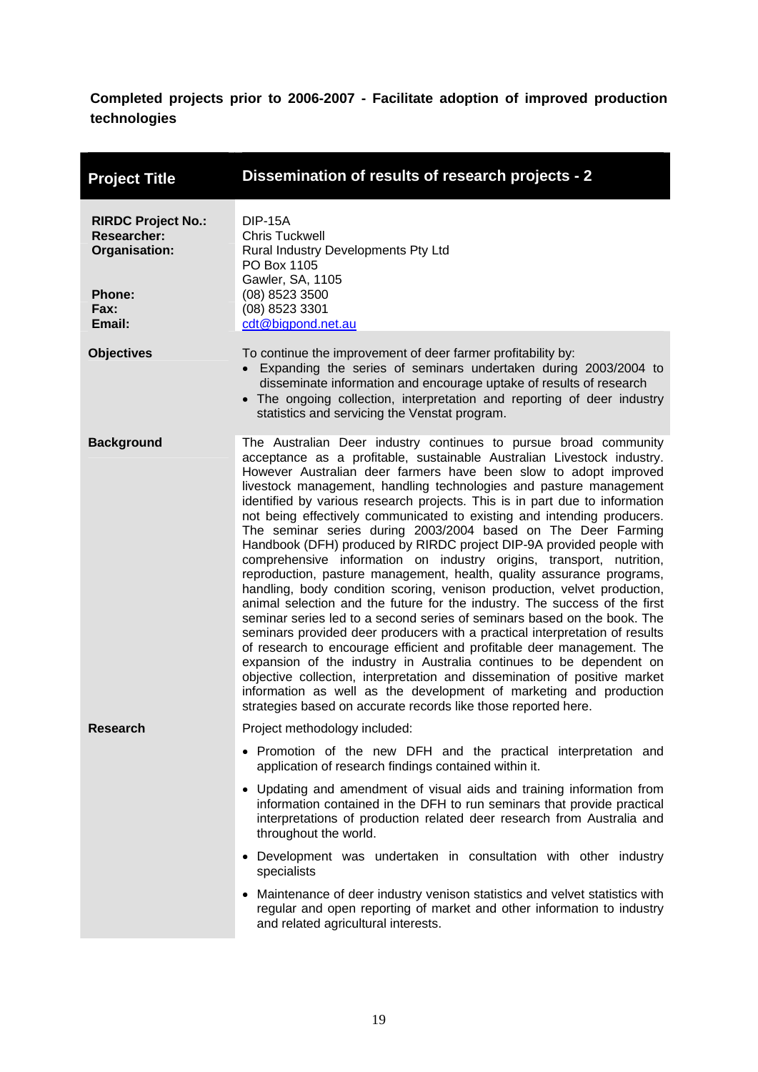**Completed projects prior to 2006-2007 - Facilitate adoption of improved production technologies**

| Project Title | Dissemination of results of research projects - 2 |
|---|---|
| **RIRDC Project No.:** | DIP-15A |
| **Researcher:** | Chris Tuckwell |
| **Organisation:** | Rural Industry Developments Pty Ltd<br>PO Box 1105<br>Gawler, SA, 1105 |
| **Phone:** | (08) 8523 3500 |
| **Fax:** | (08) 8523 3301 |
| **Email:** | cdt@bigpond.net.au |
| **Objectives** | To continue the improvement of deer farmer profitability by:<br>• Expanding the series of seminars undertaken during 2003/2004 to disseminate information and encourage uptake of results of research<br>• The ongoing collection, interpretation and reporting of deer industry statistics and servicing the Venstat program. |
| **Background** | The Australian Deer industry continues to pursue broad community acceptance as a profitable, sustainable Australian Livestock industry. However Australian deer farmers have been slow to adopt improved livestock management, handling technologies and pasture management identified by various research projects. This is in part due to information not being effectively communicated to existing and intending producers. The seminar series during 2003/2004 based on The Deer Farming Handbook (DFH) produced by RIRDC project DIP-9A provided people with comprehensive information on industry origins, transport, nutrition, reproduction, pasture management, health, quality assurance programs, handling, body condition scoring, venison production, velvet production, animal selection and the future for the industry. The success of the first seminar series led to a second series of seminars based on the book. The seminars provided deer producers with a practical interpretation of results of research to encourage efficient and profitable deer management. The expansion of the industry in Australia continues to be dependent on objective collection, interpretation and dissemination of positive market information as well as the development of marketing and production strategies based on accurate records like those reported here. |
| **Research** | Project methodology included:<br>• Promotion of the new DFH and the practical interpretation and application of research findings contained within it.<br>• Updating and amendment of visual aids and training information from information contained in the DFH to run seminars that provide practical interpretations of production related deer research from Australia and throughout the world.<br>• Development was undertaken in consultation with other industry specialists<br>• Maintenance of deer industry venison statistics and velvet statistics with regular and open reporting of market and other information to industry and related agricultural interests. |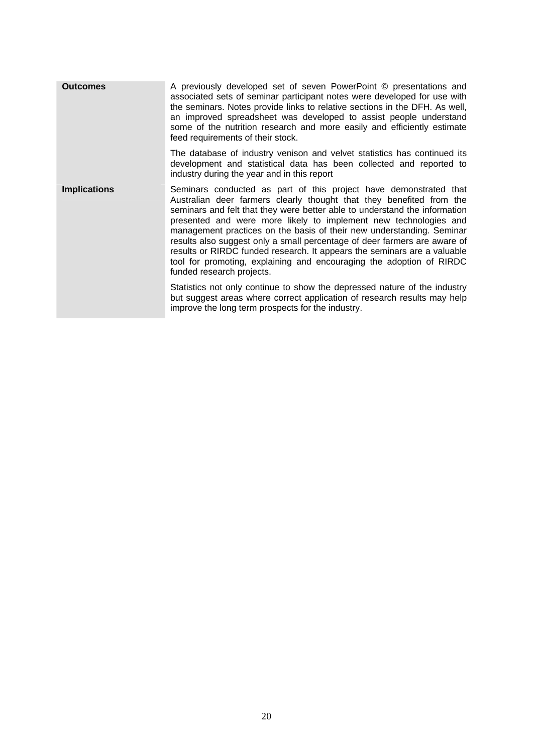| | |
|---|---|
| **Outcomes** | A previously developed set of seven PowerPoint © presentations and associated sets of seminar participant notes were developed for use with the seminars. Notes provide links to relative sections in the DFH. As well, an improved spreadsheet was developed to assist people understand some of the nutrition research and more easily and efficiently estimate feed requirements of their stock.<br><br>The database of industry venison and velvet statistics has continued its development and statistical data has been collected and reported to industry during the year and in this report |
| **Implications** | Seminars conducted as part of this project have demonstrated that Australian deer farmers clearly thought that they benefited from the seminars and felt that they were better able to understand the information presented and were more likely to implement new technologies and management practices on the basis of their new understanding. Seminar results also suggest only a small percentage of deer farmers are aware of results or RIRDC funded research. It appears the seminars are a valuable tool for promoting, explaining and encouraging the adoption of RIRDC funded research projects.<br><br>Statistics not only continue to show the depressed nature of the industry but suggest areas where correct application of research results may help improve the long term prospects for the industry. |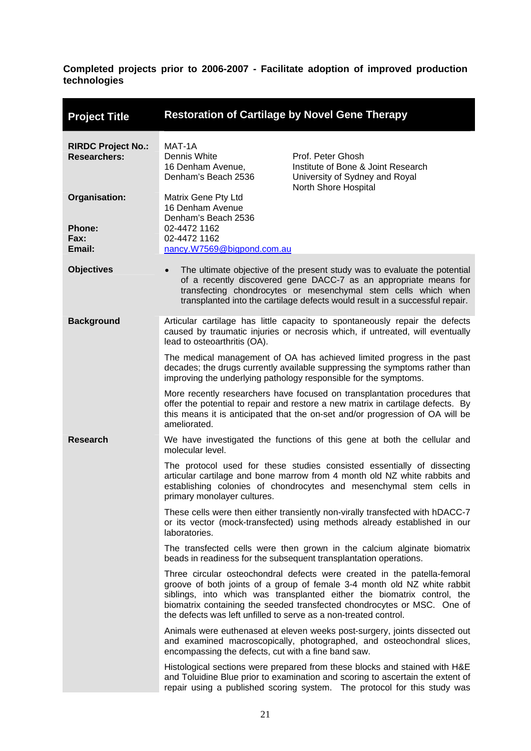**Completed projects prior to 2006-2007 - Facilitate adoption of improved production technologies**

| Project Title | Restoration of Cartilage by Novel Gene Therapy | |
|---|---|---|
| **RIRDC Project No.:** | MAT-1A | |
| **Researchers:** | Dennis White<br>16 Denham Avenue,<br>Denham's Beach 2536 | Prof. Peter Ghosh<br>Institute of Bone & Joint Research<br>University of Sydney and Royal North Shore Hospital |
| **Organisation:** | Matrix Gene Pty Ltd<br>16 Denham Avenue<br>Denham's Beach 2536 | |
| **Phone:** | 02-4472 1162 | |
| **Fax:** | 02-4472 1162 | |
| **Email:** | nancy.W7569@bigpond.com.au | |
| **Objectives** | • The ultimate objective of the present study was to evaluate the potential of a recently discovered gene DACC-7 as an appropriate means for transfecting chondrocytes or mesenchymal stem cells which when transplanted into the cartilage defects would result in a successful repair. | |
| **Background** | Articular cartilage has little capacity to spontaneously repair the defects caused by traumatic injuries or necrosis which, if untreated, will eventually lead to osteoarthritis (OA).<br><br>The medical management of OA has achieved limited progress in the past decades; the drugs currently available suppressing the symptoms rather than improving the underlying pathology responsible for the symptoms.<br><br>More recently researchers have focused on transplantation procedures that offer the potential to repair and restore a new matrix in cartilage defects. By this means it is anticipated that the on-set and/or progression of OA will be ameliorated. | |
| **Research** | We have investigated the functions of this gene at both the cellular and molecular level.<br><br>The protocol used for these studies consisted essentially of dissecting articular cartilage and bone marrow from 4 month old NZ white rabbits and establishing colonies of chondrocytes and mesenchymal stem cells in primary monolayer cultures.<br><br>These cells were then either transiently non-virally transfected with hDACC-7 or its vector (mock-transfected) using methods already established in our laboratories.<br><br>The transfected cells were then grown in the calcium alginate biomatrix beads in readiness for the subsequent transplantation operations.<br><br>Three circular osteochondral defects were created in the patella-femoral groove of both joints of a group of female 3-4 month old NZ white rabbit siblings, into which was transplanted either the biomatrix control, the biomatrix containing the seeded transfected chondrocytes or MSC. One of the defects was left unfilled to serve as a non-treated control.<br><br>Animals were euthenased at eleven weeks post-surgery, joints dissected out and examined macroscopically, photographed, and osteochondral slices, encompassing the defects, cut with a fine band saw.<br><br>Histological sections were prepared from these blocks and stained with H&E and Toluidine Blue prior to examination and scoring to ascertain the extent of repair using a published scoring system. The protocol for this study was | |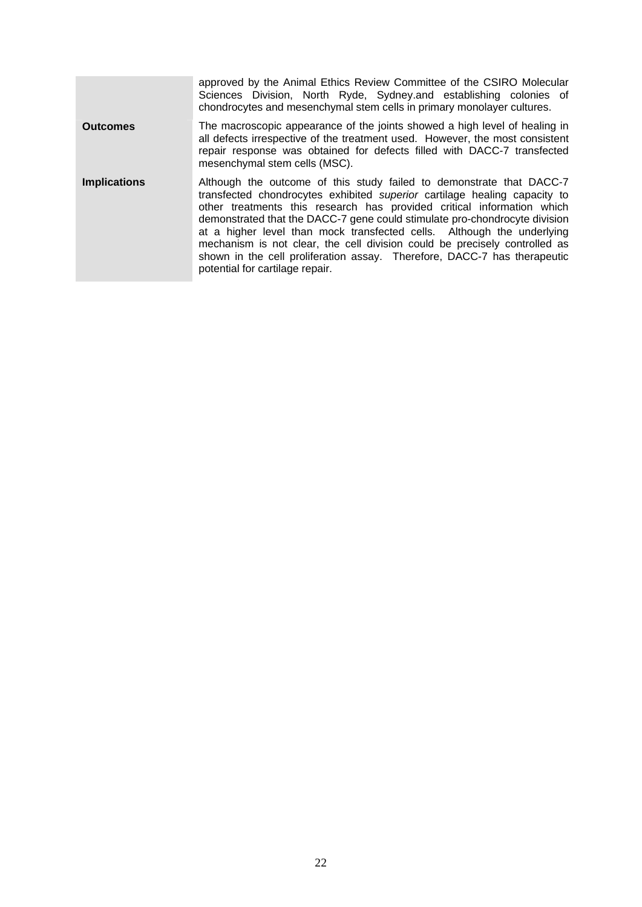|  |  |
| --- | --- |
|  | approved by the Animal Ethics Review Committee of the CSIRO Molecular Sciences Division, North Ryde, Sydney.and establishing colonies of chondrocytes and mesenchymal stem cells in primary monolayer cultures. |
| **Outcomes** | The macroscopic appearance of the joints showed a high level of healing in all defects irrespective of the treatment used. However, the most consistent repair response was obtained for defects filled with DACC-7 transfected mesenchymal stem cells (MSC). |
| **Implications** | Although the outcome of this study failed to demonstrate that DACC-7 transfected chondrocytes exhibited *superior* cartilage healing capacity to other treatments this research has provided critical information which demonstrated that the DACC-7 gene could stimulate pro-chondrocyte division at a higher level than mock transfected cells. Although the underlying mechanism is not clear, the cell division could be precisely controlled as shown in the cell proliferation assay. Therefore, DACC-7 has therapeutic potential for cartilage repair. |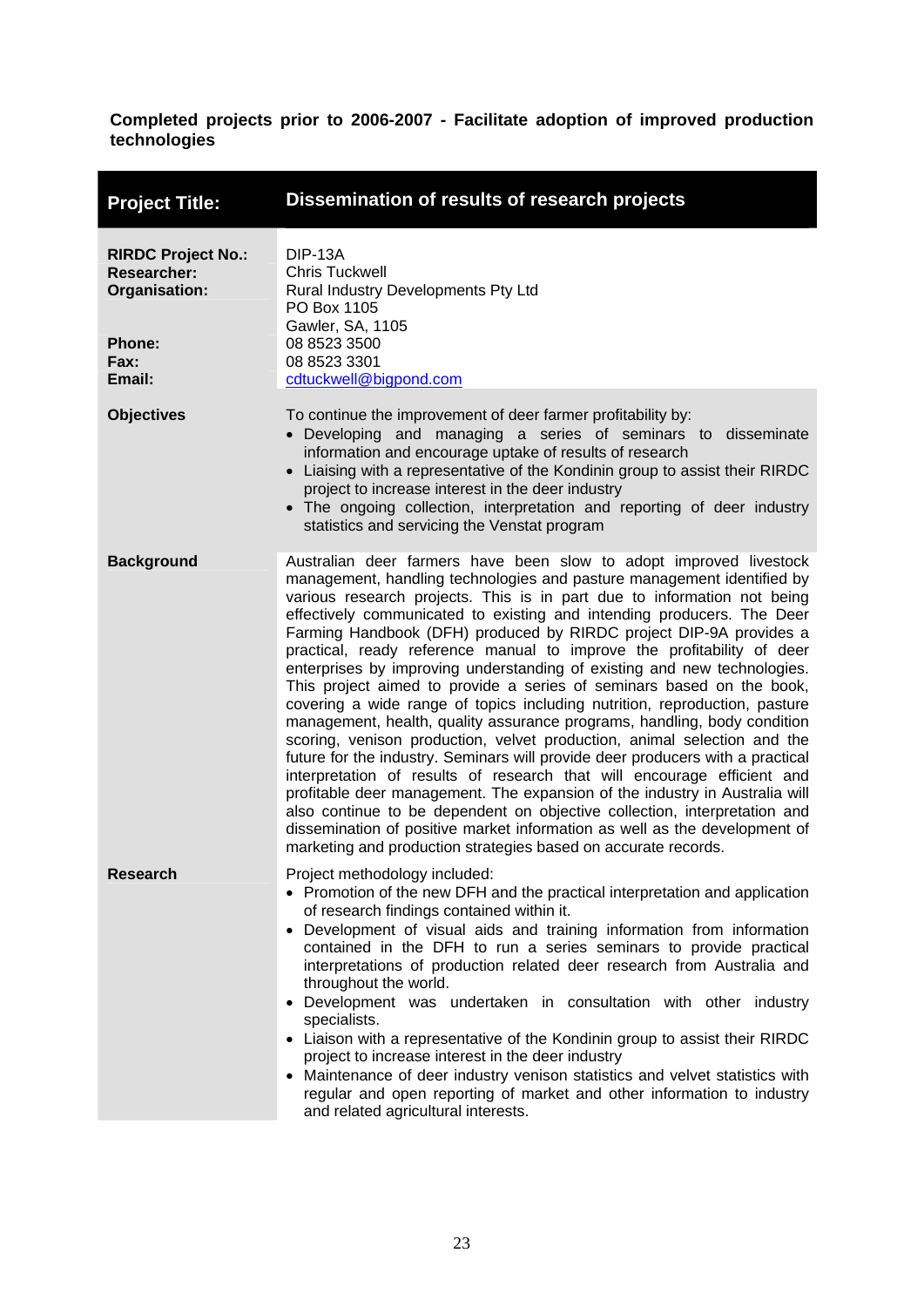**Completed projects prior to 2006-2007 - Facilitate adoption of improved production technologies**

| **Project Title:** | **Dissemination of results of research projects** |
|---|---|
| **RIRDC Project No.:**<br>**Researcher:**<br>**Organisation:**<br><br><br>**Phone:**<br>**Fax:**<br>**Email:** | DIP-13A<br>Chris Tuckwell<br>Rural Industry Developments Pty Ltd<br>PO Box 1105<br>Gawler, SA, 1105<br>08 8523 3500<br>08 8523 3301<br>cdtuckwell@bigpond.com |
| **Objectives** | To continue the improvement of deer farmer profitability by:<br>• Developing and managing a series of seminars to disseminate information and encourage uptake of results of research<br>• Liaising with a representative of the Kondinin group to assist their RIRDC project to increase interest in the deer industry<br>• The ongoing collection, interpretation and reporting of deer industry statistics and servicing the Venstat program |
| **Background** | Australian deer farmers have been slow to adopt improved livestock management, handling technologies and pasture management identified by various research projects. This is in part due to information not being effectively communicated to existing and intending producers. The Deer Farming Handbook (DFH) produced by RIRDC project DIP-9A provides a practical, ready reference manual to improve the profitability of deer enterprises by improving understanding of existing and new technologies. This project aimed to provide a series of seminars based on the book, covering a wide range of topics including nutrition, reproduction, pasture management, health, quality assurance programs, handling, body condition scoring, venison production, velvet production, animal selection and the future for the industry. Seminars will provide deer producers with a practical interpretation of results of research that will encourage efficient and profitable deer management. The expansion of the industry in Australia will also continue to be dependent on objective collection, interpretation and dissemination of positive market information as well as the development of marketing and production strategies based on accurate records. |
| **Research** | Project methodology included:<br>• Promotion of the new DFH and the practical interpretation and application of research findings contained within it.<br>• Development of visual aids and training information from information contained in the DFH to run a series seminars to provide practical interpretations of production related deer research from Australia and throughout the world.<br>• Development was undertaken in consultation with other industry specialists.<br>• Liaison with a representative of the Kondinin group to assist their RIRDC project to increase interest in the deer industry<br>• Maintenance of deer industry venison statistics and velvet statistics with regular and open reporting of market and other information to industry and related agricultural interests. |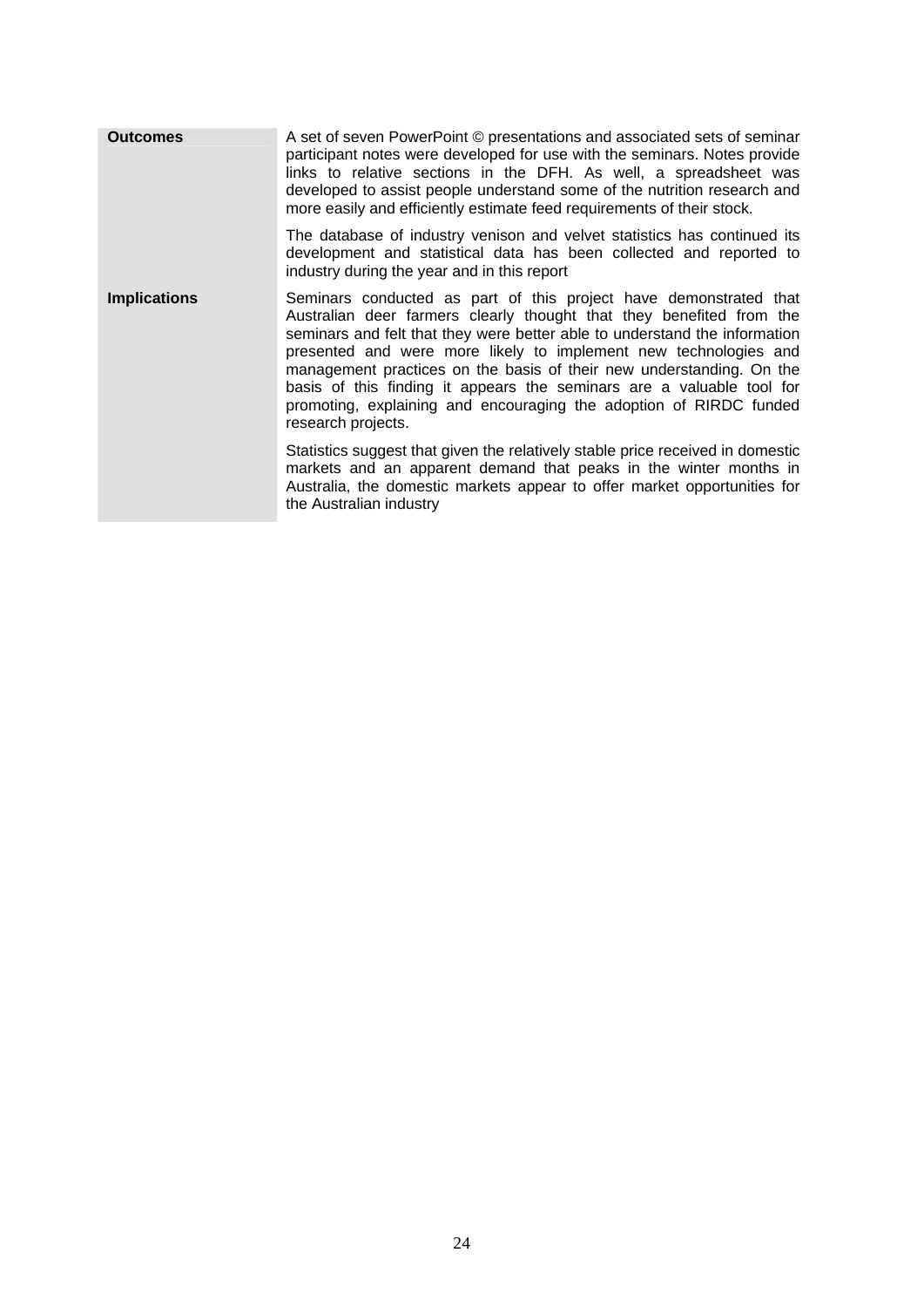| | |
|---|---|
| **Outcomes** | A set of seven PowerPoint © presentations and associated sets of seminar participant notes were developed for use with the seminars. Notes provide links to relative sections in the DFH. As well, a spreadsheet was developed to assist people understand some of the nutrition research and more easily and efficiently estimate feed requirements of their stock.<br><br>The database of industry venison and velvet statistics has continued its development and statistical data has been collected and reported to industry during the year and in this report |
| **Implications** | Seminars conducted as part of this project have demonstrated that Australian deer farmers clearly thought that they benefited from the seminars and felt that they were better able to understand the information presented and were more likely to implement new technologies and management practices on the basis of their new understanding. On the basis of this finding it appears the seminars are a valuable tool for promoting, explaining and encouraging the adoption of RIRDC funded research projects.<br><br>Statistics suggest that given the relatively stable price received in domestic markets and an apparent demand that peaks in the winter months in Australia, the domestic markets appear to offer market opportunities for the Australian industry |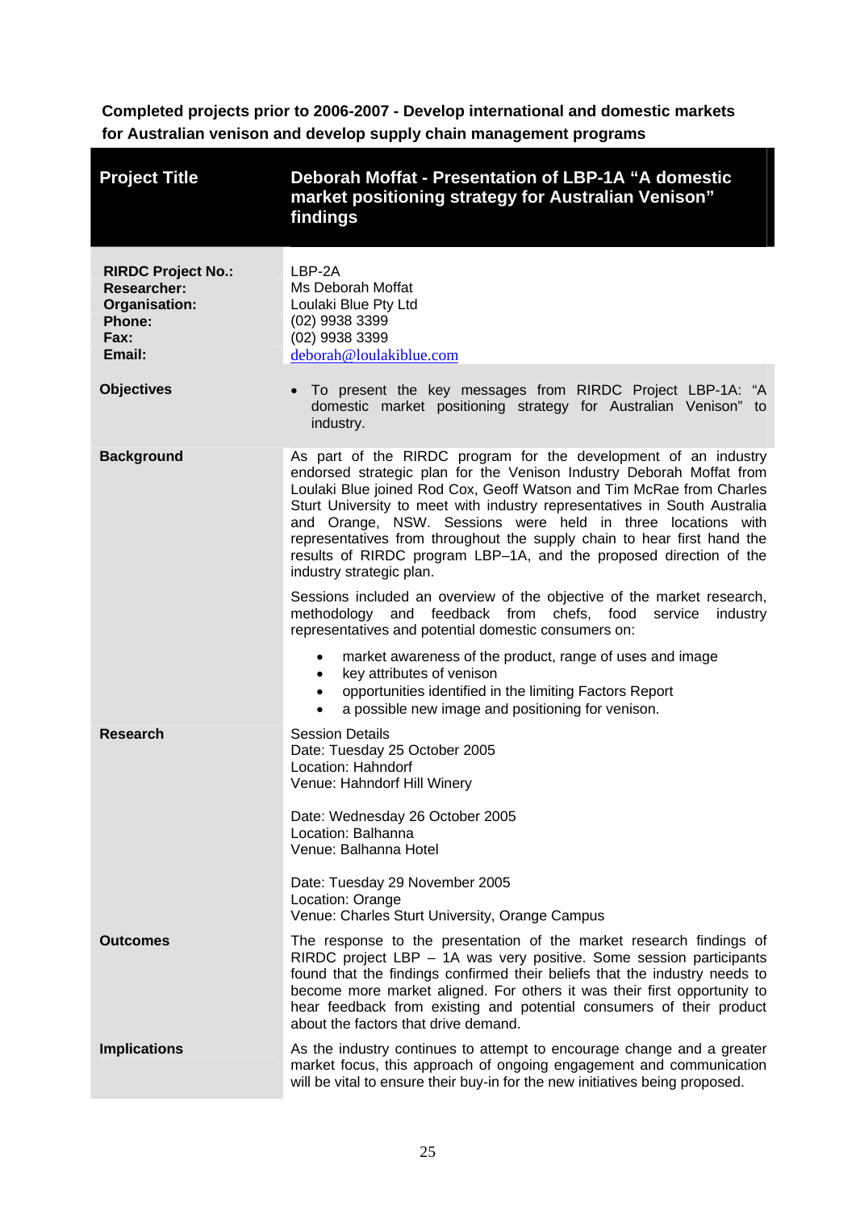**Completed projects prior to 2006-2007 - Develop international and domestic markets for Australian venison and develop supply chain management programs**

| **Project Title** | **Deborah Moffat - Presentation of LBP-1A "A domestic market positioning strategy for Australian Venison" findings** |
|---|---|
| **RIRDC Project No.:**<br>**Researcher:**<br>**Organisation:**<br>**Phone:**<br>**Fax:**<br>**Email:** | LBP-2A<br>Ms Deborah Moffat<br>Loulaki Blue Pty Ltd<br>(02) 9938 3399<br>(02) 9938 3399<br>deborah@loulakiblue.com |
| **Objectives** | • To present the key messages from RIRDC Project LBP-1A: "A domestic market positioning strategy for Australian Venison" to industry. |
| **Background** | As part of the RIRDC program for the development of an industry endorsed strategic plan for the Venison Industry Deborah Moffat from Loulaki Blue joined Rod Cox, Geoff Watson and Tim McRae from Charles Sturt University to meet with industry representatives in South Australia and Orange, NSW. Sessions were held in three locations with representatives from throughout the supply chain to hear first hand the results of RIRDC program LBP–1A, and the proposed direction of the industry strategic plan.<br><br>Sessions included an overview of the objective of the market research, methodology and feedback from chefs, food service industry representatives and potential domestic consumers on:<br><br>• market awareness of the product, range of uses and image<br>• key attributes of venison<br>• opportunities identified in the limiting Factors Report<br>• a possible new image and positioning for venison. |
| **Research** | Session Details<br>Date: Tuesday 25 October 2005<br>Location: Hahndorf<br>Venue: Hahndorf Hill Winery<br><br>Date: Wednesday 26 October 2005<br>Location: Balhanna<br>Venue: Balhanna Hotel<br><br>Date: Tuesday 29 November 2005<br>Location: Orange<br>Venue: Charles Sturt University, Orange Campus |
| **Outcomes** | The response to the presentation of the market research findings of RIRDC project LBP – 1A was very positive. Some session participants found that the findings confirmed their beliefs that the industry needs to become more market aligned. For others it was their first opportunity to hear feedback from existing and potential consumers of their product about the factors that drive demand. |
| **Implications** | As the industry continues to attempt to encourage change and a greater market focus, this approach of ongoing engagement and communication will be vital to ensure their buy-in for the new initiatives being proposed. |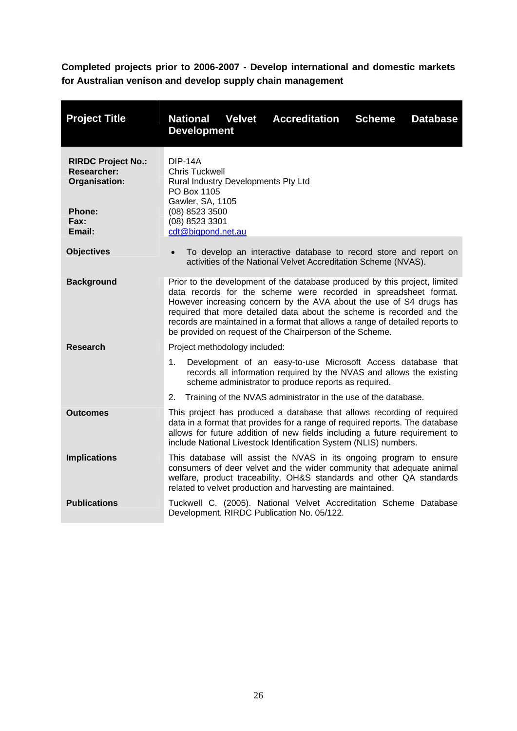**Completed projects prior to 2006-2007 - Develop international and domestic markets for Australian venison and develop supply chain management**

| **Project Title** | **National Velvet Accreditation Scheme Database Development** |
|---|---|
| **RIRDC Project No.:**<br>**Researcher:**<br>**Organisation:**<br><br><br>**Phone:**<br>**Fax:**<br>**Email:** | DIP-14A<br>Chris Tuckwell<br>Rural Industry Developments Pty Ltd<br>PO Box 1105<br>Gawler, SA, 1105<br>(08) 8523 3500<br>(08) 8523 3301<br>cdt@bigpond.net.au |
| **Objectives** | • To develop an interactive database to record store and report on activities of the National Velvet Accreditation Scheme (NVAS). |
| **Background** | Prior to the development of the database produced by this project, limited data records for the scheme were recorded in spreadsheet format. However increasing concern by the AVA about the use of S4 drugs has required that more detailed data about the scheme is recorded and the records are maintained in a format that allows a range of detailed reports to be provided on request of the Chairperson of the Scheme. |
| **Research** | Project methodology included:<br>1. Development of an easy-to-use Microsoft Access database that records all information required by the NVAS and allows the existing scheme administrator to produce reports as required.<br>2. Training of the NVAS administrator in the use of the database. |
| **Outcomes** | This project has produced a database that allows recording of required data in a format that provides for a range of required reports. The database allows for future addition of new fields including a future requirement to include National Livestock Identification System (NLIS) numbers. |
| **Implications** | This database will assist the NVAS in its ongoing program to ensure consumers of deer velvet and the wider community that adequate animal welfare, product traceability, OH&S standards and other QA standards related to velvet production and harvesting are maintained. |
| **Publications** | Tuckwell C. (2005). National Velvet Accreditation Scheme Database Development. RIRDC Publication No. 05/122. |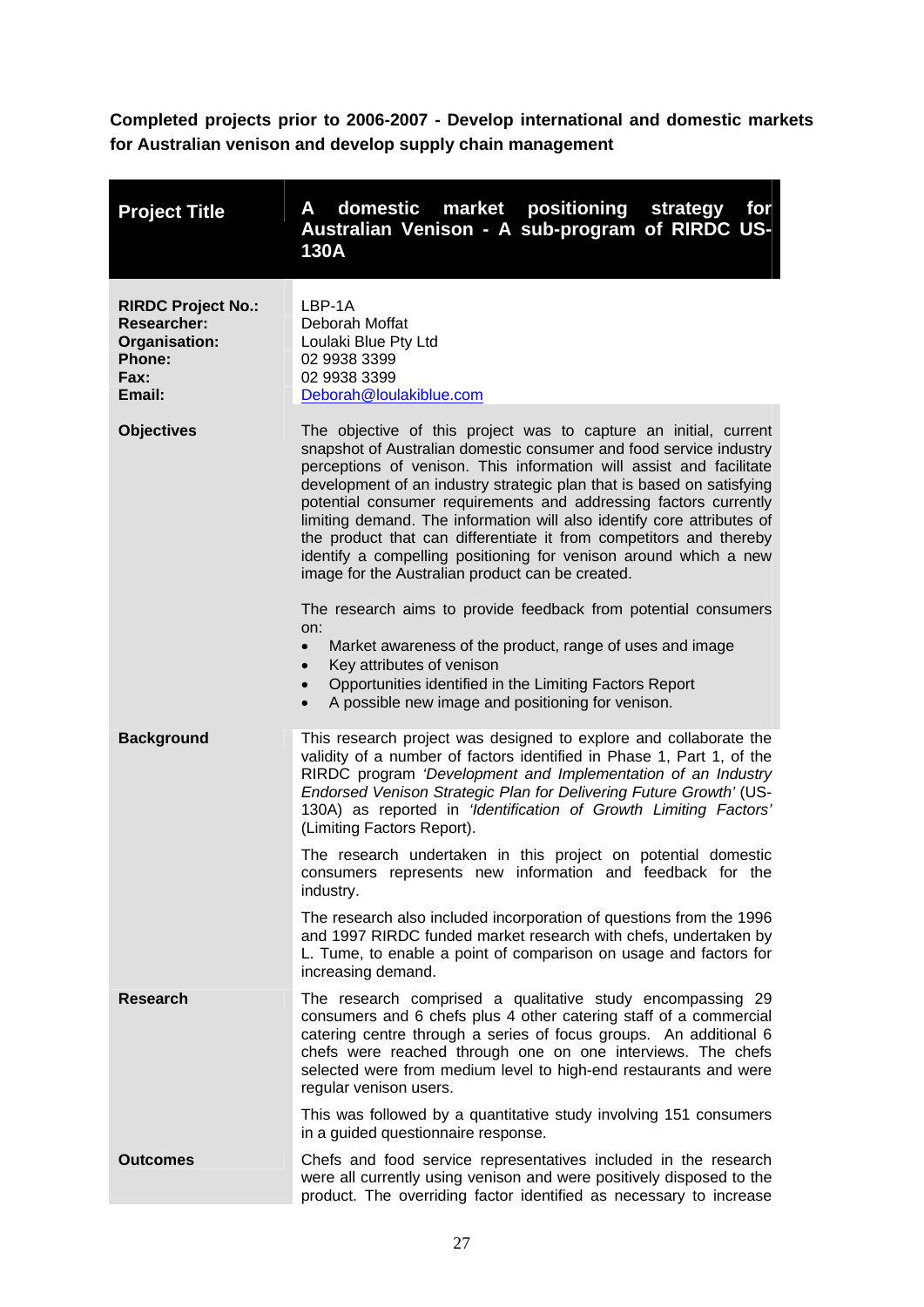**Completed projects prior to 2006-2007 - Develop international and domestic markets for Australian venison and develop supply chain management**

| **Project Title** | **A domestic market positioning strategy for Australian Venison - A sub-program of RIRDC US-130A** |
|---|---|
| **RIRDC Project No.:**<br>**Researcher:**<br>**Organisation:**<br>**Phone:**<br>**Fax:**<br>**Email:** | LBP-1A<br>Deborah Moffat<br>Loulaki Blue Pty Ltd<br>02 9938 3399<br>02 9938 3399<br>Deborah@loulakiblue.com |
| **Objectives** | The objective of this project was to capture an initial, current snapshot of Australian domestic consumer and food service industry perceptions of venison. This information will assist and facilitate development of an industry strategic plan that is based on satisfying potential consumer requirements and addressing factors currently limiting demand. The information will also identify core attributes of the product that can differentiate it from competitors and thereby identify a compelling positioning for venison around which a new image for the Australian product can be created.<br><br>The research aims to provide feedback from potential consumers on:<br>• Market awareness of the product, range of uses and image<br>• Key attributes of venison<br>• Opportunities identified in the Limiting Factors Report<br>• A possible new image and positioning for venison. |
| **Background** | This research project was designed to explore and collaborate the validity of a number of factors identified in Phase 1, Part 1, of the RIRDC program *'Development and Implementation of an Industry Endorsed Venison Strategic Plan for Delivering Future Growth'* (US-130A) as reported in *'Identification of Growth Limiting Factors'* (Limiting Factors Report).<br><br>The research undertaken in this project on potential domestic consumers represents new information and feedback for the industry.<br><br>The research also included incorporation of questions from the 1996 and 1997 RIRDC funded market research with chefs, undertaken by L. Tume, to enable a point of comparison on usage and factors for increasing demand. |
| **Research** | The research comprised a qualitative study encompassing 29 consumers and 6 chefs plus 4 other catering staff of a commercial catering centre through a series of focus groups. An additional 6 chefs were reached through one on one interviews. The chefs selected were from medium level to high-end restaurants and were regular venison users.<br><br>This was followed by a quantitative study involving 151 consumers in a guided questionnaire response. |
| **Outcomes** | Chefs and food service representatives included in the research were all currently using venison and were positively disposed to the product. The overriding factor identified as necessary to increase |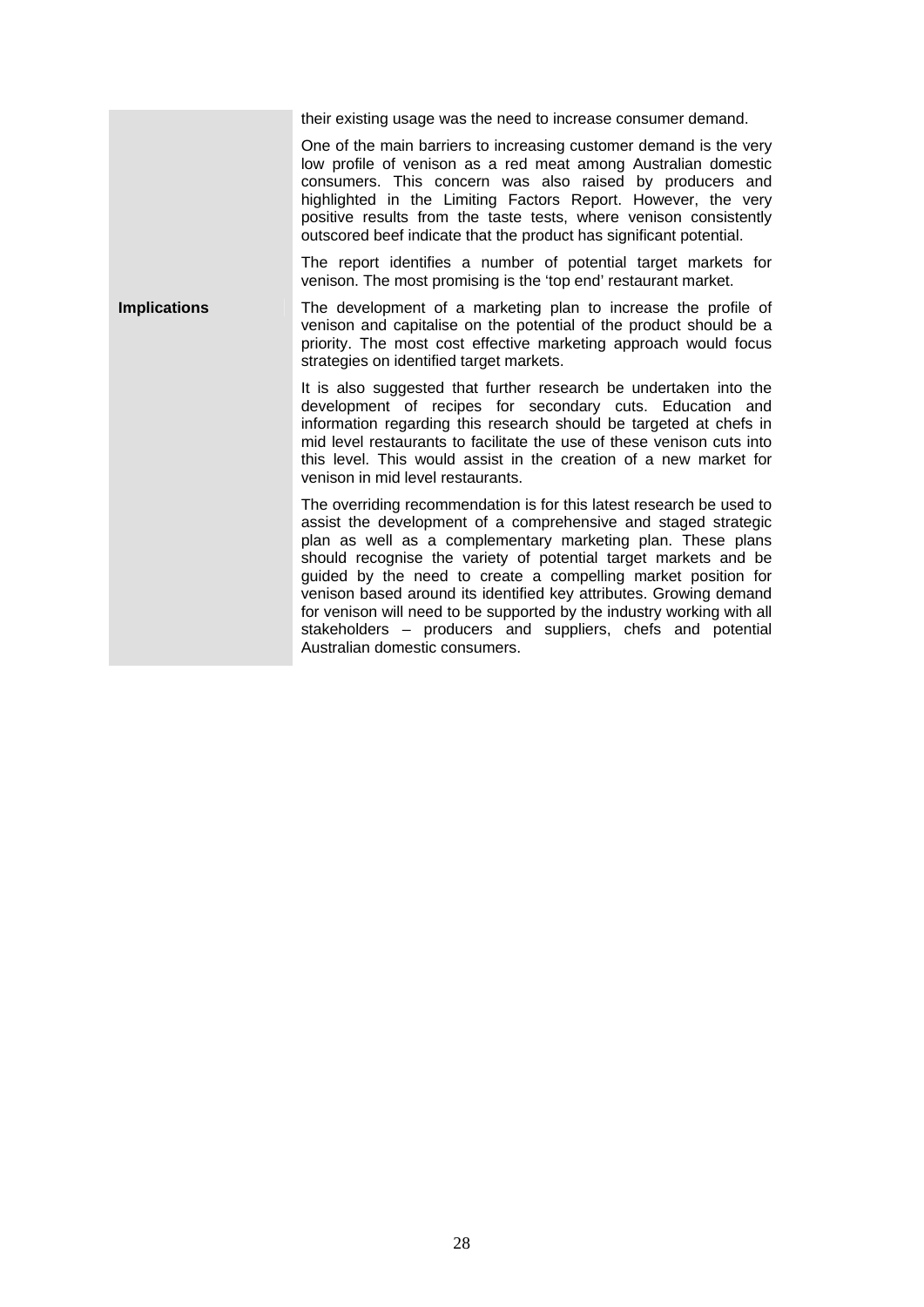their existing usage was the need to increase consumer demand.

One of the main barriers to increasing customer demand is the very low profile of venison as a red meat among Australian domestic consumers. This concern was also raised by producers and highlighted in the Limiting Factors Report. However, the very positive results from the taste tests, where venison consistently outscored beef indicate that the product has significant potential.

The report identifies a number of potential target markets for venison. The most promising is the 'top end' restaurant market.

**Implications**

The development of a marketing plan to increase the profile of venison and capitalise on the potential of the product should be a priority. The most cost effective marketing approach would focus strategies on identified target markets.

It is also suggested that further research be undertaken into the development of recipes for secondary cuts. Education and information regarding this research should be targeted at chefs in mid level restaurants to facilitate the use of these venison cuts into this level. This would assist in the creation of a new market for venison in mid level restaurants.

The overriding recommendation is for this latest research be used to assist the development of a comprehensive and staged strategic plan as well as a complementary marketing plan. These plans should recognise the variety of potential target markets and be guided by the need to create a compelling market position for venison based around its identified key attributes. Growing demand for venison will need to be supported by the industry working with all stakeholders – producers and suppliers, chefs and potential Australian domestic consumers.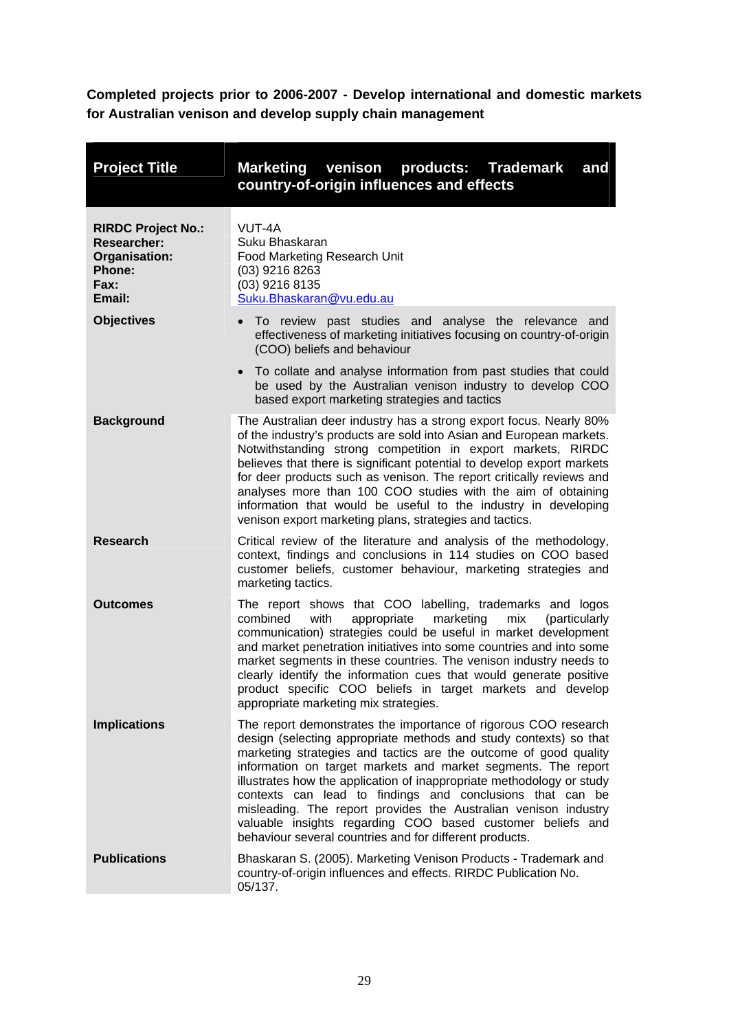**Completed projects prior to 2006-2007 - Develop international and domestic markets for Australian venison and develop supply chain management**

| **Project Title** | **Marketing venison products: Trademark and country-of-origin influences and effects** |
|---|---|
| **RIRDC Project No.:**<br>**Researcher:**<br>**Organisation:**<br>**Phone:**<br>**Fax:**<br>**Email:** | VUT-4A<br>Suku Bhaskaran<br>Food Marketing Research Unit<br>(03) 9216 8263<br>(03) 9216 8135<br>Suku.Bhaskaran@vu.edu.au |
| **Objectives** | • To review past studies and analyse the relevance and effectiveness of marketing initiatives focusing on country-of-origin (COO) beliefs and behaviour<br>• To collate and analyse information from past studies that could be used by the Australian venison industry to develop COO based export marketing strategies and tactics |
| **Background** | The Australian deer industry has a strong export focus. Nearly 80% of the industry's products are sold into Asian and European markets. Notwithstanding strong competition in export markets, RIRDC believes that there is significant potential to develop export markets for deer products such as venison. The report critically reviews and analyses more than 100 COO studies with the aim of obtaining information that would be useful to the industry in developing venison export marketing plans, strategies and tactics. |
| **Research** | Critical review of the literature and analysis of the methodology, context, findings and conclusions in 114 studies on COO based customer beliefs, customer behaviour, marketing strategies and marketing tactics. |
| **Outcomes** | The report shows that COO labelling, trademarks and logos combined with appropriate marketing mix (particularly communication) strategies could be useful in market development and market penetration initiatives into some countries and into some market segments in these countries. The venison industry needs to clearly identify the information cues that would generate positive product specific COO beliefs in target markets and develop appropriate marketing mix strategies. |
| **Implications** | The report demonstrates the importance of rigorous COO research design (selecting appropriate methods and study contexts) so that marketing strategies and tactics are the outcome of good quality information on target markets and market segments. The report illustrates how the application of inappropriate methodology or study contexts can lead to findings and conclusions that can be misleading. The report provides the Australian venison industry valuable insights regarding COO based customer beliefs and behaviour several countries and for different products. |
| **Publications** | Bhaskaran S. (2005). Marketing Venison Products - Trademark and country-of-origin influences and effects. RIRDC Publication No. 05/137. |